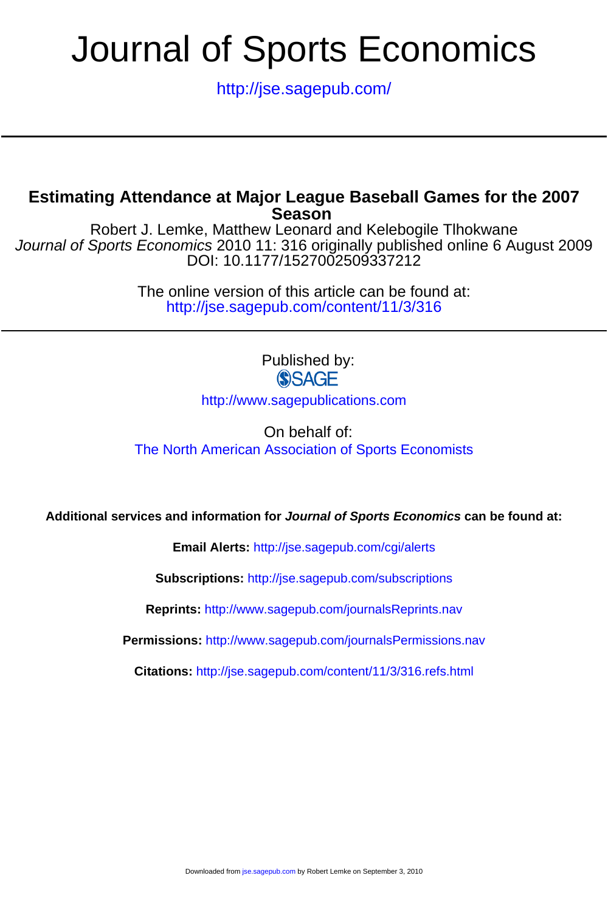# Journal of Sports Economics

http://jse.sagepub.com/

---

## Estimating Attendance at Major League Baseball Games for the 2007 Season

Robert J. Lemke, Matthew Leonard and Kelebogile Tlhokwane

*Journal of Sports Economics* 2010 11: 316 originally published online 6 August 2009

DOI: 10.1177/1527002509337212

The online version of this article can be found at:
http://jse.sagepub.com/content/11/3/316

---

Published by:

SAGE

http://www.sagepublications.com

On behalf of:

The North American Association of Sports Economists

**Additional services and information for *Journal of Sports Economics* can be found at:**

**Email Alerts:** http://jse.sagepub.com/cgi/alerts

**Subscriptions:** http://jse.sagepub.com/subscriptions

**Reprints:** http://www.sagepub.com/journalsReprints.nav

**Permissions:** http://www.sagepub.com/journalsPermissions.nav

**Citations:** http://jse.sagepub.com/content/11/3/316.refs.html

Downloaded from jse.sagepub.com by Robert Lemke on September 3, 2010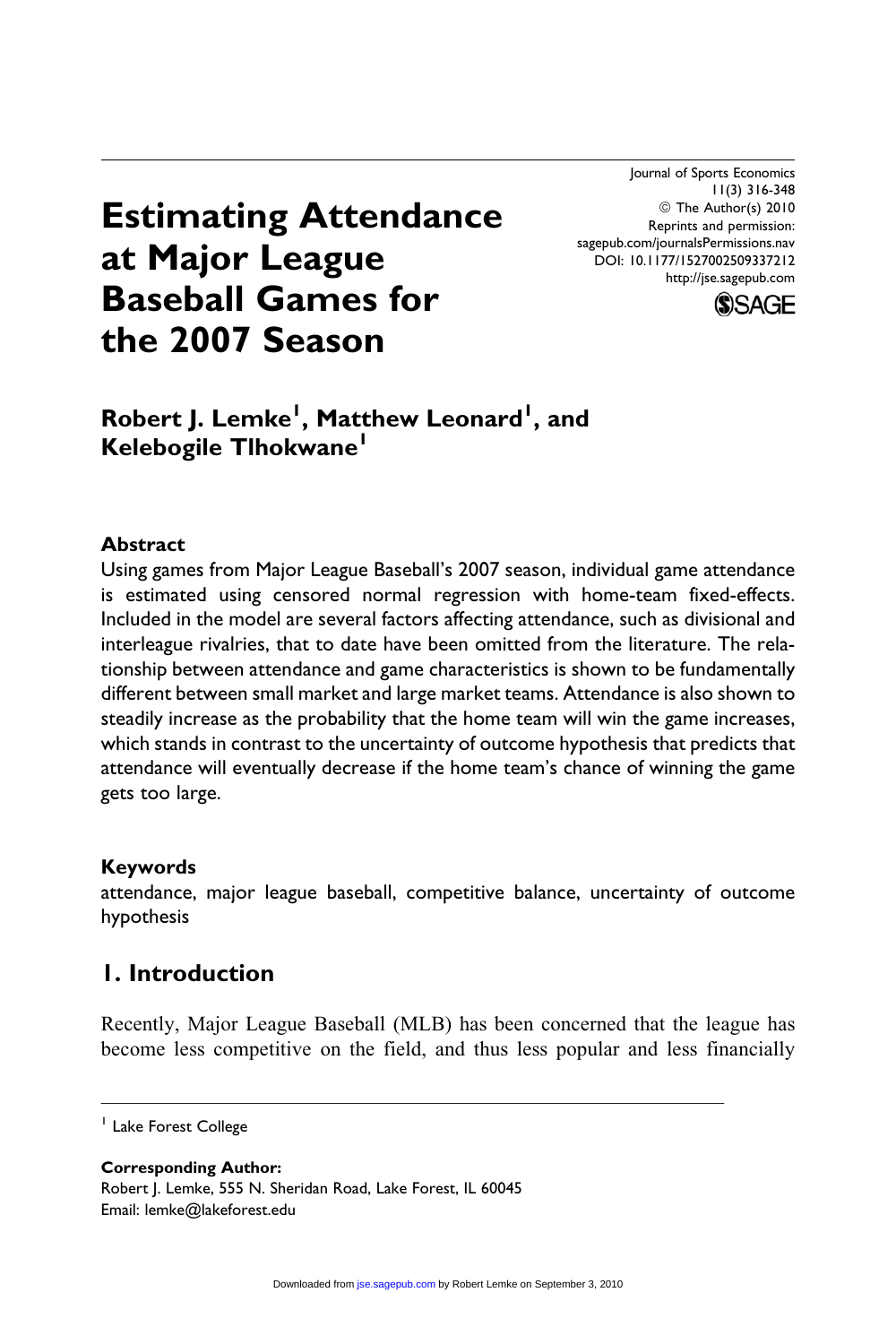# Estimating Attendance at Major League Baseball Games for the 2007 Season

**Robert J. Lemke[1], Matthew Leonard[1], and Kelebogile Tlhokwane[1]**

## Abstract

Using games from Major League Baseball's 2007 season, individual game attendance is estimated using censored normal regression with home-team fixed-effects. Included in the model are several factors affecting attendance, such as divisional and interleague rivalries, that to date have been omitted from the literature. The relationship between attendance and game characteristics is shown to be fundamentally different between small market and large market teams. Attendance is also shown to steadily increase as the probability that the home team will win the game increases, which stands in contrast to the uncertainty of outcome hypothesis that predicts that attendance will eventually decrease if the home team's chance of winning the game gets too large.

## Keywords

attendance, major league baseball, competitive balance, uncertainty of outcome hypothesis

## 1. Introduction

Recently, Major League Baseball (MLB) has been concerned that the league has become less competitive on the field, and thus less popular and less financially

---

[1] Lake Forest College

**Corresponding Author:**
Robert J. Lemke, 555 N. Sheridan Road, Lake Forest, IL 60045
Email: lemke@lakeforest.edu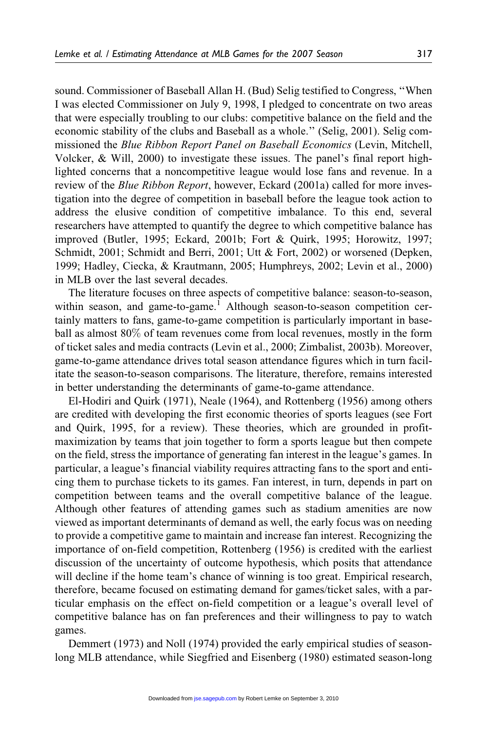sound. Commissioner of Baseball Allan H. (Bud) Selig testified to Congress, ''When I was elected Commissioner on July 9, 1998, I pledged to concentrate on two areas that were especially troubling to our clubs: competitive balance on the field and the economic stability of the clubs and Baseball as a whole.'' (Selig, 2001). Selig commissioned the *Blue Ribbon Report Panel on Baseball Economics* (Levin, Mitchell, Volcker, & Will, 2000) to investigate these issues. The panel's final report highlighted concerns that a noncompetitive league would lose fans and revenue. In a review of the *Blue Ribbon Report*, however, Eckard (2001a) called for more investigation into the degree of competition in baseball before the league took action to address the elusive condition of competitive imbalance. To this end, several researchers have attempted to quantify the degree to which competitive balance has improved (Butler, 1995; Eckard, 2001b; Fort & Quirk, 1995; Horowitz, 1997; Schmidt, 2001; Schmidt and Berri, 2001; Utt & Fort, 2002) or worsened (Depken, 1999; Hadley, Ciecka, & Krautmann, 2005; Humphreys, 2002; Levin et al., 2000) in MLB over the last several decades.

The literature focuses on three aspects of competitive balance: season-to-season, within season, and game-to-game.[1] Although season-to-season competition certainly matters to fans, game-to-game competition is particularly important in baseball as almost 80% of team revenues come from local revenues, mostly in the form of ticket sales and media contracts (Levin et al., 2000; Zimbalist, 2003b). Moreover, game-to-game attendance drives total season attendance figures which in turn facilitate the season-to-season comparisons. The literature, therefore, remains interested in better understanding the determinants of game-to-game attendance.

El-Hodiri and Quirk (1971), Neale (1964), and Rottenberg (1956) among others are credited with developing the first economic theories of sports leagues (see Fort and Quirk, 1995, for a review). These theories, which are grounded in profit-maximization by teams that join together to form a sports league but then compete on the field, stress the importance of generating fan interest in the league's games. In particular, a league's financial viability requires attracting fans to the sport and enticing them to purchase tickets to its games. Fan interest, in turn, depends in part on competition between teams and the overall competitive balance of the league. Although other features of attending games such as stadium amenities are now viewed as important determinants of demand as well, the early focus was on needing to provide a competitive game to maintain and increase fan interest. Recognizing the importance of on-field competition, Rottenberg (1956) is credited with the earliest discussion of the uncertainty of outcome hypothesis, which posits that attendance will decline if the home team's chance of winning is too great. Empirical research, therefore, became focused on estimating demand for games/ticket sales, with a particular emphasis on the effect on-field competition or a league's overall level of competitive balance has on fan preferences and their willingness to pay to watch games.

Demmert (1973) and Noll (1974) provided the early empirical studies of season-long MLB attendance, while Siegfried and Eisenberg (1980) estimated season-long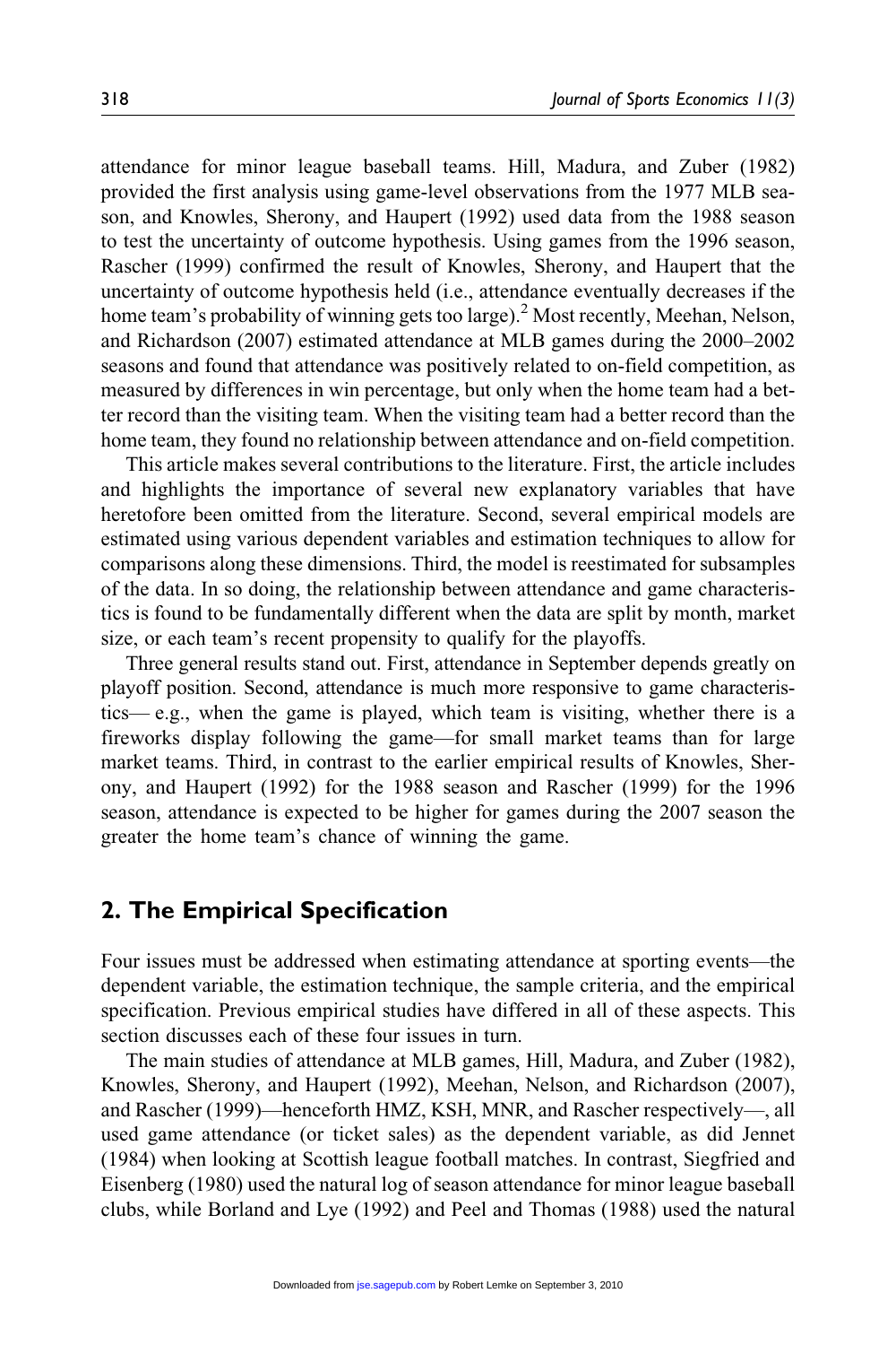attendance for minor league baseball teams. Hill, Madura, and Zuber (1982) provided the first analysis using game-level observations from the 1977 MLB season, and Knowles, Sherony, and Haupert (1992) used data from the 1988 season to test the uncertainty of outcome hypothesis. Using games from the 1996 season, Rascher (1999) confirmed the result of Knowles, Sherony, and Haupert that the uncertainty of outcome hypothesis held (i.e., attendance eventually decreases if the home team's probability of winning gets too large).[2] Most recently, Meehan, Nelson, and Richardson (2007) estimated attendance at MLB games during the 2000–2002 seasons and found that attendance was positively related to on-field competition, as measured by differences in win percentage, but only when the home team had a better record than the visiting team. When the visiting team had a better record than the home team, they found no relationship between attendance and on-field competition.

This article makes several contributions to the literature. First, the article includes and highlights the importance of several new explanatory variables that have heretofore been omitted from the literature. Second, several empirical models are estimated using various dependent variables and estimation techniques to allow for comparisons along these dimensions. Third, the model is reestimated for subsamples of the data. In so doing, the relationship between attendance and game characteristics is found to be fundamentally different when the data are split by month, market size, or each team's recent propensity to qualify for the playoffs.

Three general results stand out. First, attendance in September depends greatly on playoff position. Second, attendance is much more responsive to game characteristics— e.g., when the game is played, which team is visiting, whether there is a fireworks display following the game—for small market teams than for large market teams. Third, in contrast to the earlier empirical results of Knowles, Sherony, and Haupert (1992) for the 1988 season and Rascher (1999) for the 1996 season, attendance is expected to be higher for games during the 2007 season the greater the home team's chance of winning the game.

## 2. The Empirical Specification

Four issues must be addressed when estimating attendance at sporting events—the dependent variable, the estimation technique, the sample criteria, and the empirical specification. Previous empirical studies have differed in all of these aspects. This section discusses each of these four issues in turn.

The main studies of attendance at MLB games, Hill, Madura, and Zuber (1982), Knowles, Sherony, and Haupert (1992), Meehan, Nelson, and Richardson (2007), and Rascher (1999)—henceforth HMZ, KSH, MNR, and Rascher respectively—, all used game attendance (or ticket sales) as the dependent variable, as did Jennet (1984) when looking at Scottish league football matches. In contrast, Siegfried and Eisenberg (1980) used the natural log of season attendance for minor league baseball clubs, while Borland and Lye (1992) and Peel and Thomas (1988) used the natural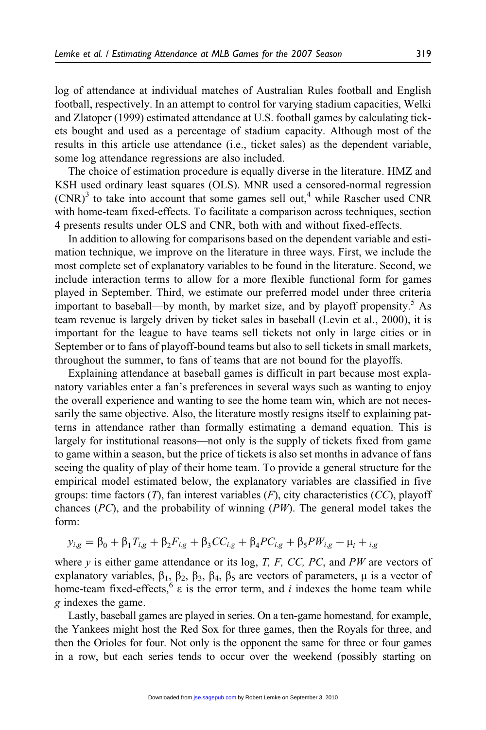log of attendance at individual matches of Australian Rules football and English football, respectively. In an attempt to control for varying stadium capacities, Welki and Zlatoper (1999) estimated attendance at U.S. football games by calculating tickets bought and used as a percentage of stadium capacity. Although most of the results in this article use attendance (i.e., ticket sales) as the dependent variable, some log attendance regressions are also included.

The choice of estimation procedure is equally diverse in the literature. HMZ and KSH used ordinary least squares (OLS). MNR used a censored-normal regression (CNR)[3] to take into account that some games sell out,[4] while Rascher used CNR with home-team fixed-effects. To facilitate a comparison across techniques, section 4 presents results under OLS and CNR, both with and without fixed-effects.

In addition to allowing for comparisons based on the dependent variable and estimation technique, we improve on the literature in three ways. First, we include the most complete set of explanatory variables to be found in the literature. Second, we include interaction terms to allow for a more flexible functional form for games played in September. Third, we estimate our preferred model under three criteria important to baseball—by month, by market size, and by playoff propensity.[5] As team revenue is largely driven by ticket sales in baseball (Levin et al., 2000), it is important for the league to have teams sell tickets not only in large cities or in September or to fans of playoff-bound teams but also to sell tickets in small markets, throughout the summer, to fans of teams that are not bound for the playoffs.

Explaining attendance at baseball games is difficult in part because most explanatory variables enter a fan's preferences in several ways such as wanting to enjoy the overall experience and wanting to see the home team win, which are not necessarily the same objective. Also, the literature mostly resigns itself to explaining patterns in attendance rather than formally estimating a demand equation. This is largely for institutional reasons—not only is the supply of tickets fixed from game to game within a season, but the price of tickets is also set months in advance of fans seeing the quality of play of their home team. To provide a general structure for the empirical model estimated below, the explanatory variables are classified in five groups: time factors ($T$), fan interest variables ($F$), city characteristics ($CC$), playoff chances ($PC$), and the probability of winning ($PW$). The general model takes the form:

$$y_{i,g} = \beta_0 + \beta_1 T_{i,g} + \beta_2 F_{i,g} + \beta_3 CC_{i,g} + \beta_4 PC_{i,g} + \beta_5 PW_{i,g} + \mu_i + {}_{i,g}$$

where $y$ is either game attendance or its log, $T$, $F$, $CC$, $PC$, and $PW$ are vectors of explanatory variables, $\beta_1$, $\beta_2$, $\beta_3$, $\beta_4$, $\beta_5$ are vectors of parameters, $\mu$ is a vector of home-team fixed-effects,[6] $\varepsilon$ is the error term, and $i$ indexes the home team while $g$ indexes the game.

Lastly, baseball games are played in series. On a ten-game homestand, for example, the Yankees might host the Red Sox for three games, then the Royals for three, and then the Orioles for four. Not only is the opponent the same for three or four games in a row, but each series tends to occur over the weekend (possibly starting on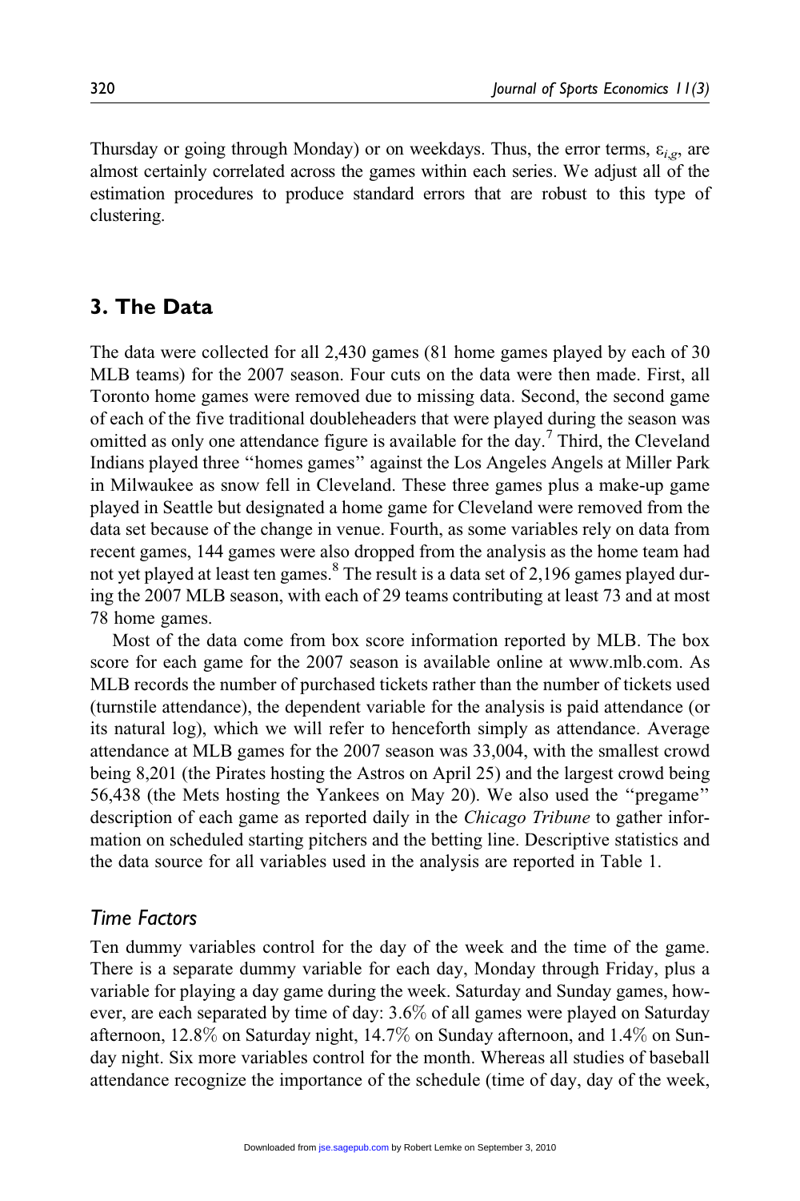Thursday or going through Monday) or on weekdays. Thus, the error terms, $\varepsilon_{i,g}$, are almost certainly correlated across the games within each series. We adjust all of the estimation procedures to produce standard errors that are robust to this type of clustering.

## 3. The Data

The data were collected for all 2,430 games (81 home games played by each of 30 MLB teams) for the 2007 season. Four cuts on the data were then made. First, all Toronto home games were removed due to missing data. Second, the second game of each of the five traditional doubleheaders that were played during the season was omitted as only one attendance figure is available for the day.[7] Third, the Cleveland Indians played three "homes games" against the Los Angeles Angels at Miller Park in Milwaukee as snow fell in Cleveland. These three games plus a make-up game played in Seattle but designated a home game for Cleveland were removed from the data set because of the change in venue. Fourth, as some variables rely on data from recent games, 144 games were also dropped from the analysis as the home team had not yet played at least ten games.[8] The result is a data set of 2,196 games played during the 2007 MLB season, with each of 29 teams contributing at least 73 and at most 78 home games.

Most of the data come from box score information reported by MLB. The box score for each game for the 2007 season is available online at www.mlb.com. As MLB records the number of purchased tickets rather than the number of tickets used (turnstile attendance), the dependent variable for the analysis is paid attendance (or its natural log), which we will refer to henceforth simply as attendance. Average attendance at MLB games for the 2007 season was 33,004, with the smallest crowd being 8,201 (the Pirates hosting the Astros on April 25) and the largest crowd being 56,438 (the Mets hosting the Yankees on May 20). We also used the "pregame" description of each game as reported daily in the *Chicago Tribune* to gather information on scheduled starting pitchers and the betting line. Descriptive statistics and the data source for all variables used in the analysis are reported in Table 1.

### *Time Factors*

Ten dummy variables control for the day of the week and the time of the game. There is a separate dummy variable for each day, Monday through Friday, plus a variable for playing a day game during the week. Saturday and Sunday games, however, are each separated by time of day: 3.6% of all games were played on Saturday afternoon, 12.8% on Saturday night, 14.7% on Sunday afternoon, and 1.4% on Sunday night. Six more variables control for the month. Whereas all studies of baseball attendance recognize the importance of the schedule (time of day, day of the week,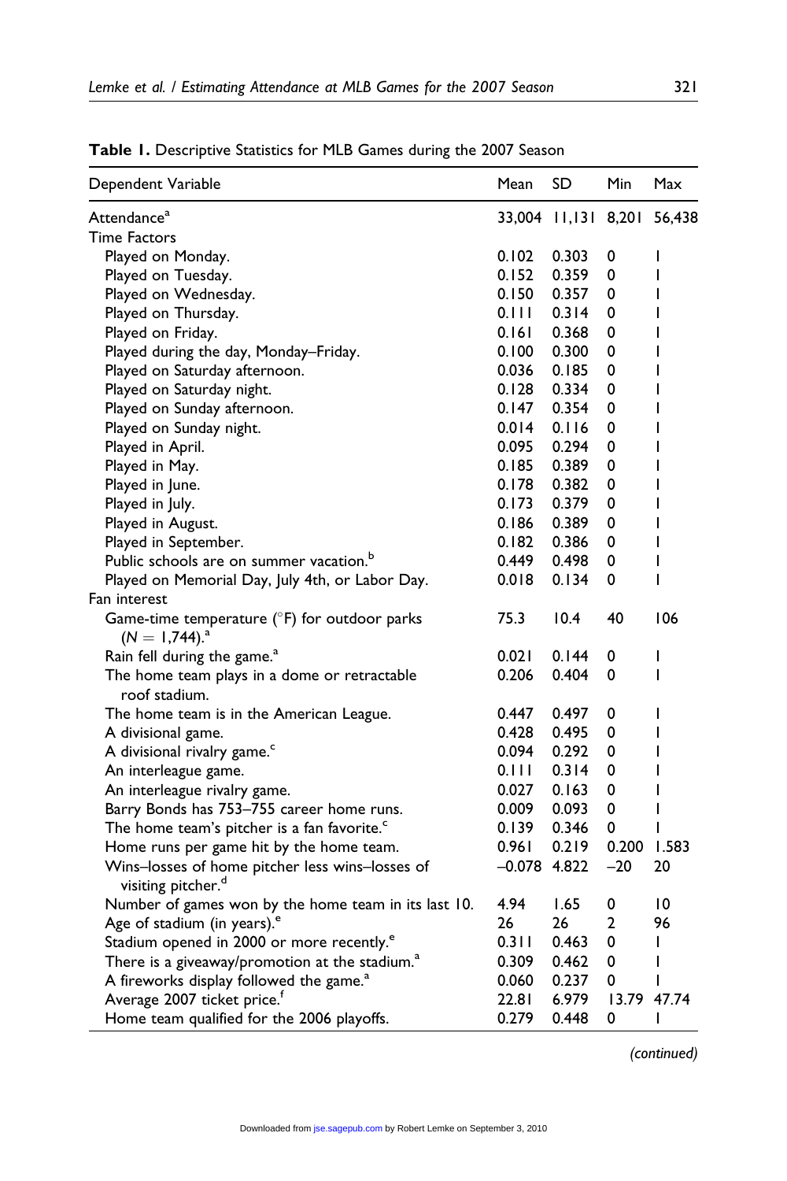**Table 1.** Descriptive Statistics for MLB Games during the 2007 Season

| Dependent Variable | Mean | SD | Min | Max |
|---|---|---|---|---|
| Attendance[a] | 33,004 | 11,131 | 8,201 | 56,438 |
| Time Factors | | | | |
| Played on Monday. | 0.102 | 0.303 | 0 | 1 |
| Played on Tuesday. | 0.152 | 0.359 | 0 | 1 |
| Played on Wednesday. | 0.150 | 0.357 | 0 | 1 |
| Played on Thursday. | 0.111 | 0.314 | 0 | 1 |
| Played on Friday. | 0.161 | 0.368 | 0 | 1 |
| Played during the day, Monday–Friday. | 0.100 | 0.300 | 0 | 1 |
| Played on Saturday afternoon. | 0.036 | 0.185 | 0 | 1 |
| Played on Saturday night. | 0.128 | 0.334 | 0 | 1 |
| Played on Sunday afternoon. | 0.147 | 0.354 | 0 | 1 |
| Played on Sunday night. | 0.014 | 0.116 | 0 | 1 |
| Played in April. | 0.095 | 0.294 | 0 | 1 |
| Played in May. | 0.185 | 0.389 | 0 | 1 |
| Played in June. | 0.178 | 0.382 | 0 | 1 |
| Played in July. | 0.173 | 0.379 | 0 | 1 |
| Played in August. | 0.186 | 0.389 | 0 | 1 |
| Played in September. | 0.182 | 0.386 | 0 | 1 |
| Public schools are on summer vacation.[b] | 0.449 | 0.498 | 0 | 1 |
| Played on Memorial Day, July 4th, or Labor Day. | 0.018 | 0.134 | 0 | 1 |
| Fan interest | | | | |
| Game-time temperature (°F) for outdoor parks ($N = 1{,}744$).[a] | 75.3 | 10.4 | 40 | 106 |
| Rain fell during the game.[a] | 0.021 | 0.144 | 0 | 1 |
| The home team plays in a dome or retractable roof stadium. | 0.206 | 0.404 | 0 | 1 |
| The home team is in the American League. | 0.447 | 0.497 | 0 | 1 |
| A divisional game. | 0.428 | 0.495 | 0 | 1 |
| A divisional rivalry game.[c] | 0.094 | 0.292 | 0 | 1 |
| An interleague game. | 0.111 | 0.314 | 0 | 1 |
| An interleague rivalry game. | 0.027 | 0.163 | 0 | 1 |
| Barry Bonds has 753–755 career home runs. | 0.009 | 0.093 | 0 | 1 |
| The home team's pitcher is a fan favorite.[c] | 0.139 | 0.346 | 0 | 1 |
| Home runs per game hit by the home team. | 0.961 | 0.219 | 0.200 | 1.583 |
| Wins–losses of home pitcher less wins–losses of visiting pitcher.[d] | –0.078 | 4.822 | –20 | 20 |
| Number of games won by the home team in its last 10. | 4.94 | 1.65 | 0 | 10 |
| Age of stadium (in years).[e] | 26 | 26 | 2 | 96 |
| Stadium opened in 2000 or more recently.[e] | 0.311 | 0.463 | 0 | 1 |
| There is a giveaway/promotion at the stadium.[a] | 0.309 | 0.462 | 0 | 1 |
| A fireworks display followed the game.[a] | 0.060 | 0.237 | 0 | 1 |
| Average 2007 ticket price.[f] | 22.81 | 6.979 | 13.79 | 47.74 |
| Home team qualified for the 2006 playoffs. | 0.279 | 0.448 | 0 | 1 |

*(continued)*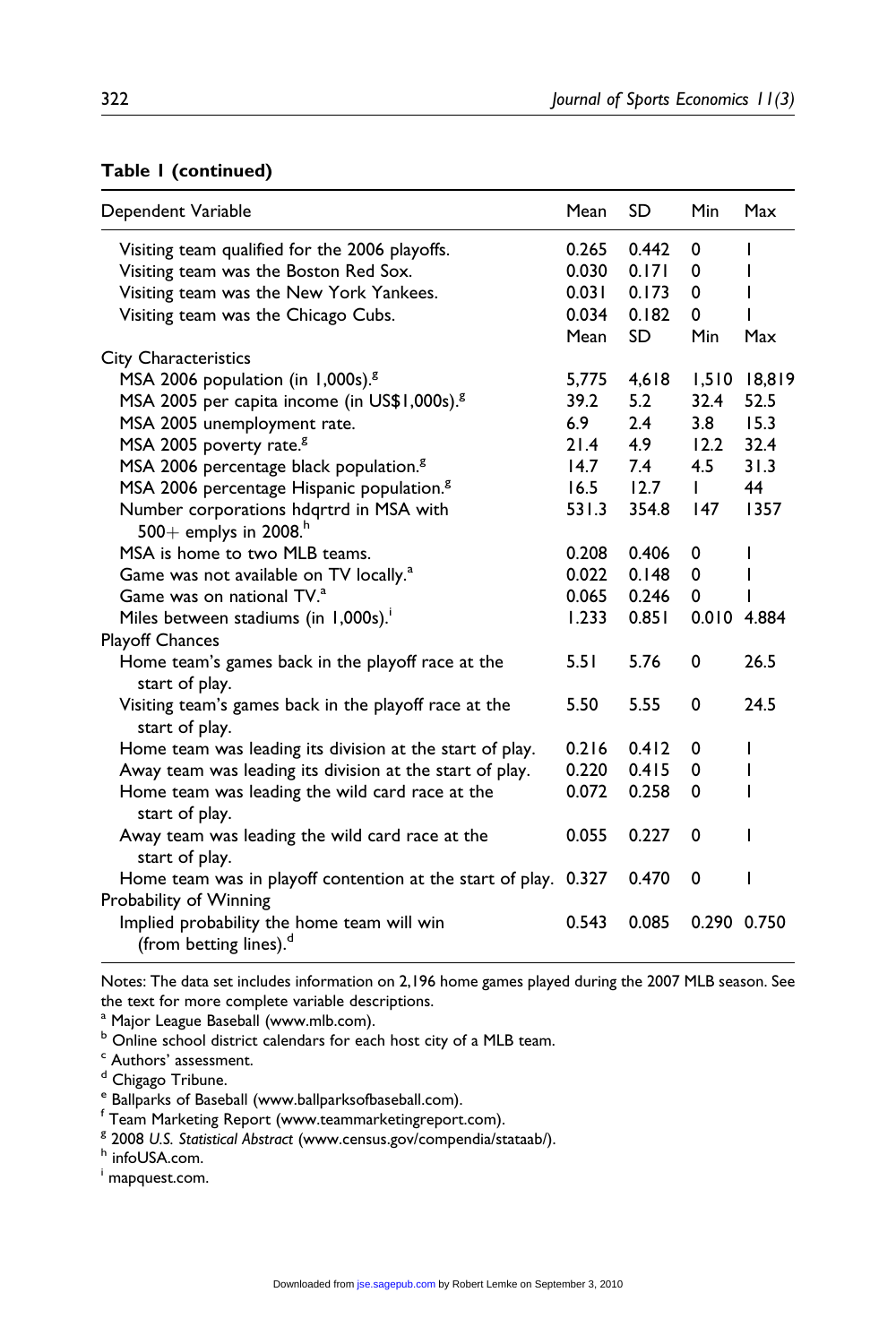**Table 1 (continued)**

| Dependent Variable | Mean | SD | Min | Max |
|---|---|---|---|---|
| Visiting team qualified for the 2006 playoffs. | 0.265 | 0.442 | 0 | 1 |
| Visiting team was the Boston Red Sox. | 0.030 | 0.171 | 0 | 1 |
| Visiting team was the New York Yankees. | 0.031 | 0.173 | 0 | 1 |
| Visiting team was the Chicago Cubs. | 0.034 | 0.182 | 0 | 1 |
| | Mean | SD | Min | Max |
| City Characteristics | | | | |
| MSA 2006 population (in 1,000s).[g] | 5,775 | 4,618 | 1,510 | 18,819 |
| MSA 2005 per capita income (in US$1,000s).[g] | 39.2 | 5.2 | 32.4 | 52.5 |
| MSA 2005 unemployment rate. | 6.9 | 2.4 | 3.8 | 15.3 |
| MSA 2005 poverty rate.[g] | 21.4 | 4.9 | 12.2 | 32.4 |
| MSA 2006 percentage black population.[g] | 14.7 | 7.4 | 4.5 | 31.3 |
| MSA 2006 percentage Hispanic population.[g] | 16.5 | 12.7 | 1 | 44 |
| Number corporations hdqrtrd in MSA with 500+ emplys in 2008.[h] | 531.3 | 354.8 | 147 | 1357 |
| MSA is home to two MLB teams. | 0.208 | 0.406 | 0 | 1 |
| Game was not available on TV locally.[a] | 0.022 | 0.148 | 0 | 1 |
| Game was on national TV.[a] | 0.065 | 0.246 | 0 | 1 |
| Miles between stadiums (in 1,000s).[i] | 1.233 | 0.851 | 0.010 | 4.884 |
| Playoff Chances | | | | |
| Home team's games back in the playoff race at the start of play. | 5.51 | 5.76 | 0 | 26.5 |
| Visiting team's games back in the playoff race at the start of play. | 5.50 | 5.55 | 0 | 24.5 |
| Home team was leading its division at the start of play. | 0.216 | 0.412 | 0 | 1 |
| Away team was leading its division at the start of play. | 0.220 | 0.415 | 0 | 1 |
| Home team was leading the wild card race at the start of play. | 0.072 | 0.258 | 0 | 1 |
| Away team was leading the wild card race at the start of play. | 0.055 | 0.227 | 0 | 1 |
| Home team was in playoff contention at the start of play. | 0.327 | 0.470 | 0 | 1 |
| Probability of Winning | | | | |
| Implied probability the home team will win (from betting lines).[d] | 0.543 | 0.085 | 0.290 | 0.750 |

Notes: The data set includes information on 2,196 home games played during the 2007 MLB season. See the text for more complete variable descriptions.

[a] Major League Baseball (www.mlb.com).

[b] Online school district calendars for each host city of a MLB team.

[c] Authors' assessment.

[d] Chigago Tribune.

[e] Ballparks of Baseball (www.ballparksofbaseball.com).

[f] Team Marketing Report (www.teammarketingreport.com).

[g] 2008 *U.S. Statistical Abstract* (www.census.gov/compendia/stataab/).

[h] infoUSA.com.

[i] mapquest.com.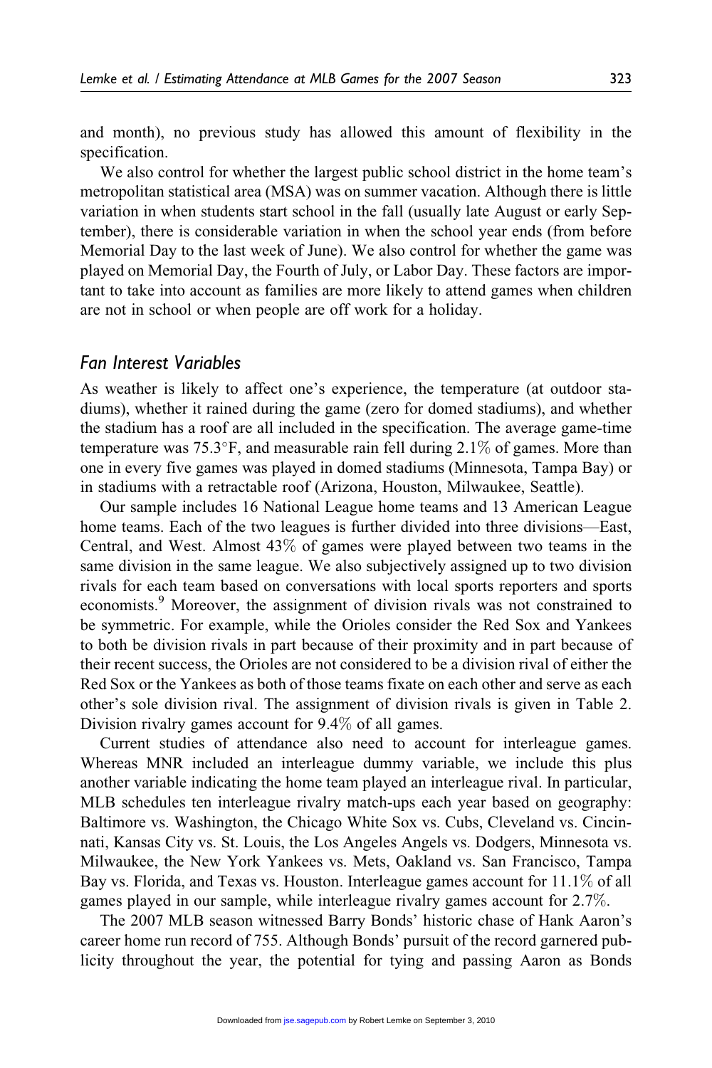and month), no previous study has allowed this amount of flexibility in the specification.

We also control for whether the largest public school district in the home team's metropolitan statistical area (MSA) was on summer vacation. Although there is little variation in when students start school in the fall (usually late August or early September), there is considerable variation in when the school year ends (from before Memorial Day to the last week of June). We also control for whether the game was played on Memorial Day, the Fourth of July, or Labor Day. These factors are important to take into account as families are more likely to attend games when children are not in school or when people are off work for a holiday.

## *Fan Interest Variables*

As weather is likely to affect one's experience, the temperature (at outdoor stadiums), whether it rained during the game (zero for domed stadiums), and whether the stadium has a roof are all included in the specification. The average game-time temperature was 75.3°F, and measurable rain fell during 2.1% of games. More than one in every five games was played in domed stadiums (Minnesota, Tampa Bay) or in stadiums with a retractable roof (Arizona, Houston, Milwaukee, Seattle).

Our sample includes 16 National League home teams and 13 American League home teams. Each of the two leagues is further divided into three divisions—East, Central, and West. Almost 43% of games were played between two teams in the same division in the same league. We also subjectively assigned up to two division rivals for each team based on conversations with local sports reporters and sports economists.[9] Moreover, the assignment of division rivals was not constrained to be symmetric. For example, while the Orioles consider the Red Sox and Yankees to both be division rivals in part because of their proximity and in part because of their recent success, the Orioles are not considered to be a division rival of either the Red Sox or the Yankees as both of those teams fixate on each other and serve as each other's sole division rival. The assignment of division rivals is given in Table 2. Division rivalry games account for 9.4% of all games.

Current studies of attendance also need to account for interleague games. Whereas MNR included an interleague dummy variable, we include this plus another variable indicating the home team played an interleague rival. In particular, MLB schedules ten interleague rivalry match-ups each year based on geography: Baltimore vs. Washington, the Chicago White Sox vs. Cubs, Cleveland vs. Cincinnati, Kansas City vs. St. Louis, the Los Angeles Angels vs. Dodgers, Minnesota vs. Milwaukee, the New York Yankees vs. Mets, Oakland vs. San Francisco, Tampa Bay vs. Florida, and Texas vs. Houston. Interleague games account for 11.1% of all games played in our sample, while interleague rivalry games account for 2.7%.

The 2007 MLB season witnessed Barry Bonds' historic chase of Hank Aaron's career home run record of 755. Although Bonds' pursuit of the record garnered publicity throughout the year, the potential for tying and passing Aaron as Bonds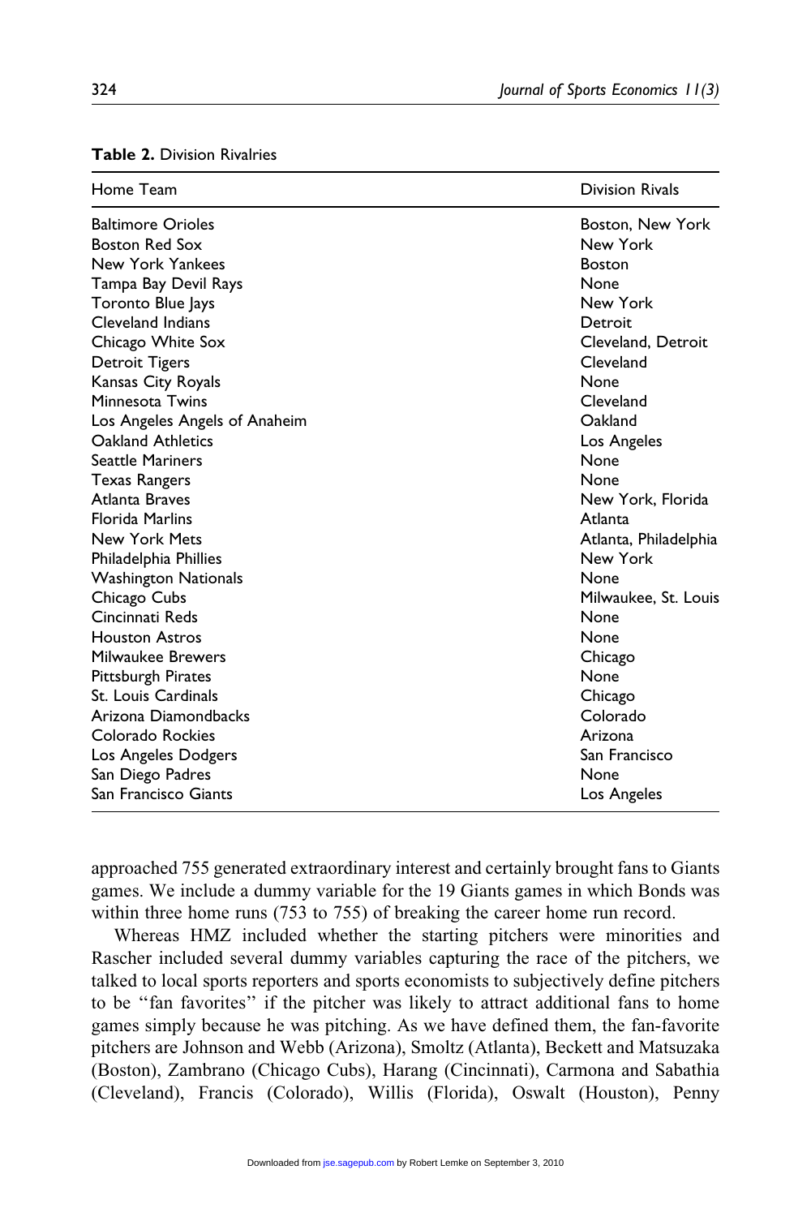**Table 2.** Division Rivalries

| Home Team | Division Rivals |
|---|---|
| Baltimore Orioles | Boston, New York |
| Boston Red Sox | New York |
| New York Yankees | Boston |
| Tampa Bay Devil Rays | None |
| Toronto Blue Jays | New York |
| Cleveland Indians | Detroit |
| Chicago White Sox | Cleveland, Detroit |
| Detroit Tigers | Cleveland |
| Kansas City Royals | None |
| Minnesota Twins | Cleveland |
| Los Angeles Angels of Anaheim | Oakland |
| Oakland Athletics | Los Angeles |
| Seattle Mariners | None |
| Texas Rangers | None |
| Atlanta Braves | New York, Florida |
| Florida Marlins | Atlanta |
| New York Mets | Atlanta, Philadelphia |
| Philadelphia Phillies | New York |
| Washington Nationals | None |
| Chicago Cubs | Milwaukee, St. Louis |
| Cincinnati Reds | None |
| Houston Astros | None |
| Milwaukee Brewers | Chicago |
| Pittsburgh Pirates | None |
| St. Louis Cardinals | Chicago |
| Arizona Diamondbacks | Colorado |
| Colorado Rockies | Arizona |
| Los Angeles Dodgers | San Francisco |
| San Diego Padres | None |
| San Francisco Giants | Los Angeles |

approached 755 generated extraordinary interest and certainly brought fans to Giants games. We include a dummy variable for the 19 Giants games in which Bonds was within three home runs (753 to 755) of breaking the career home run record.

Whereas HMZ included whether the starting pitchers were minorities and Rascher included several dummy variables capturing the race of the pitchers, we talked to local sports reporters and sports economists to subjectively define pitchers to be "fan favorites" if the pitcher was likely to attract additional fans to home games simply because he was pitching. As we have defined them, the fan-favorite pitchers are Johnson and Webb (Arizona), Smoltz (Atlanta), Beckett and Matsuzaka (Boston), Zambrano (Chicago Cubs), Harang (Cincinnati), Carmona and Sabathia (Cleveland), Francis (Colorado), Willis (Florida), Oswalt (Houston), Penny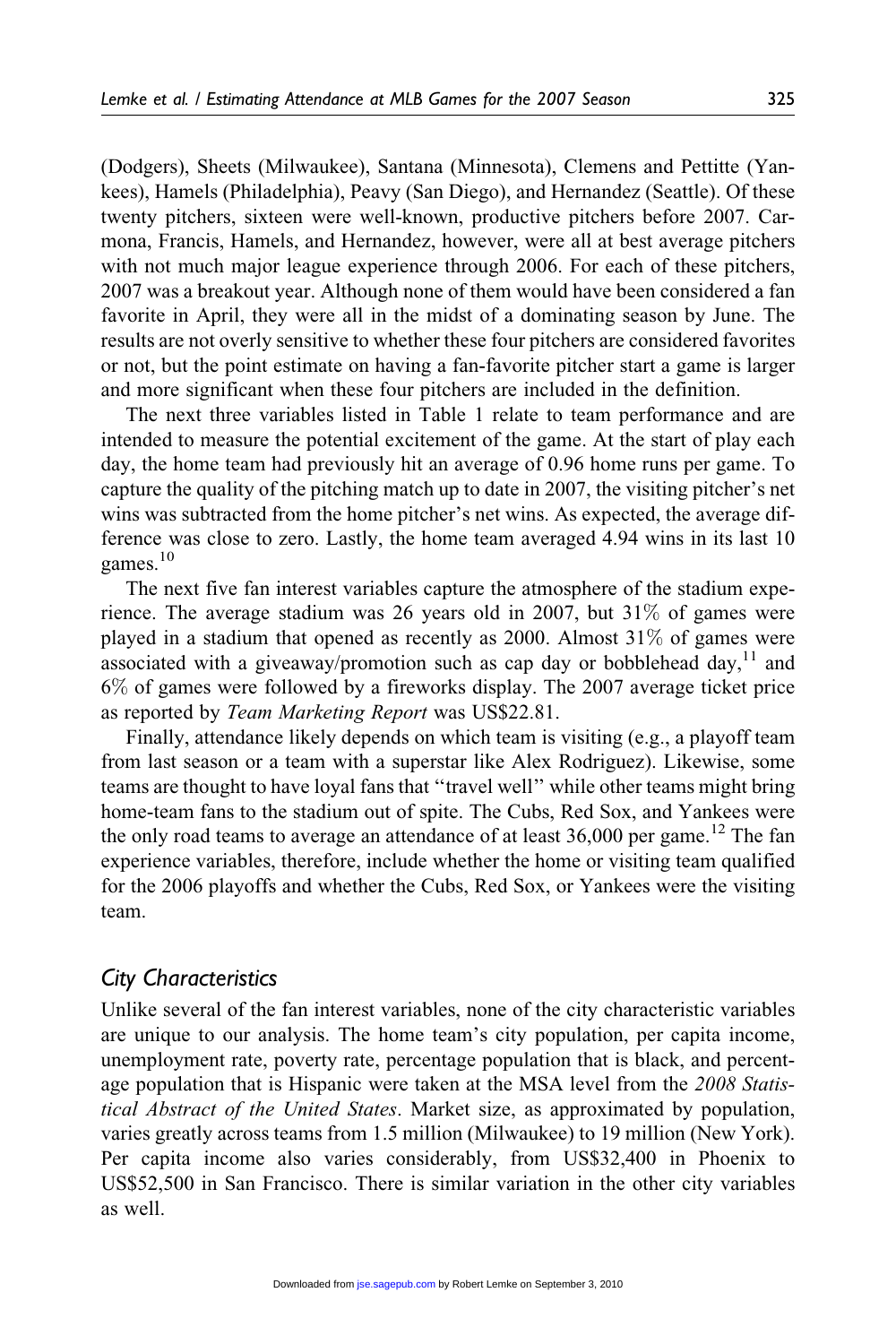(Dodgers), Sheets (Milwaukee), Santana (Minnesota), Clemens and Pettitte (Yankees), Hamels (Philadelphia), Peavy (San Diego), and Hernandez (Seattle). Of these twenty pitchers, sixteen were well-known, productive pitchers before 2007. Carmona, Francis, Hamels, and Hernandez, however, were all at best average pitchers with not much major league experience through 2006. For each of these pitchers, 2007 was a breakout year. Although none of them would have been considered a fan favorite in April, they were all in the midst of a dominating season by June. The results are not overly sensitive to whether these four pitchers are considered favorites or not, but the point estimate on having a fan-favorite pitcher start a game is larger and more significant when these four pitchers are included in the definition.

The next three variables listed in Table 1 relate to team performance and are intended to measure the potential excitement of the game. At the start of play each day, the home team had previously hit an average of 0.96 home runs per game. To capture the quality of the pitching match up to date in 2007, the visiting pitcher's net wins was subtracted from the home pitcher's net wins. As expected, the average difference was close to zero. Lastly, the home team averaged 4.94 wins in its last 10 games.[10]

The next five fan interest variables capture the atmosphere of the stadium experience. The average stadium was 26 years old in 2007, but 31% of games were played in a stadium that opened as recently as 2000. Almost 31% of games were associated with a giveaway/promotion such as cap day or bobblehead day,[11] and 6% of games were followed by a fireworks display. The 2007 average ticket price as reported by *Team Marketing Report* was US$22.81.

Finally, attendance likely depends on which team is visiting (e.g., a playoff team from last season or a team with a superstar like Alex Rodriguez). Likewise, some teams are thought to have loyal fans that "travel well" while other teams might bring home-team fans to the stadium out of spite. The Cubs, Red Sox, and Yankees were the only road teams to average an attendance of at least 36,000 per game.[12] The fan experience variables, therefore, include whether the home or visiting team qualified for the 2006 playoffs and whether the Cubs, Red Sox, or Yankees were the visiting team.

## City Characteristics

Unlike several of the fan interest variables, none of the city characteristic variables are unique to our analysis. The home team's city population, per capita income, unemployment rate, poverty rate, percentage population that is black, and percentage population that is Hispanic were taken at the MSA level from the *2008 Statistical Abstract of the United States*. Market size, as approximated by population, varies greatly across teams from 1.5 million (Milwaukee) to 19 million (New York). Per capita income also varies considerably, from US$32,400 in Phoenix to US$52,500 in San Francisco. There is similar variation in the other city variables as well.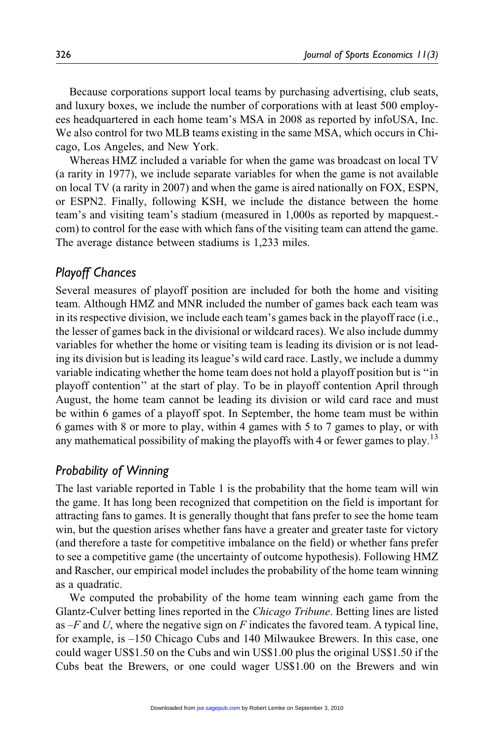Because corporations support local teams by purchasing advertising, club seats, and luxury boxes, we include the number of corporations with at least 500 employees headquartered in each home team's MSA in 2008 as reported by infoUSA, Inc. We also control for two MLB teams existing in the same MSA, which occurs in Chicago, Los Angeles, and New York.

Whereas HMZ included a variable for when the game was broadcast on local TV (a rarity in 1977), we include separate variables for when the game is not available on local TV (a rarity in 2007) and when the game is aired nationally on FOX, ESPN, or ESPN2. Finally, following KSH, we include the distance between the home team's and visiting team's stadium (measured in 1,000s as reported by mapquest.com) to control for the ease with which fans of the visiting team can attend the game. The average distance between stadiums is 1,233 miles.

## *Playoff Chances*

Several measures of playoff position are included for both the home and visiting team. Although HMZ and MNR included the number of games back each team was in its respective division, we include each team's games back in the playoff race (i.e., the lesser of games back in the divisional or wildcard races). We also include dummy variables for whether the home or visiting team is leading its division or is not leading its division but is leading its league's wild card race. Lastly, we include a dummy variable indicating whether the home team does not hold a playoff position but is "in playoff contention" at the start of play. To be in playoff contention April through August, the home team cannot be leading its division or wild card race and must be within 6 games of a playoff spot. In September, the home team must be within 6 games with 8 or more to play, within 4 games with 5 to 7 games to play, or with any mathematical possibility of making the playoffs with 4 or fewer games to play.[13]

## *Probability of Winning*

The last variable reported in Table 1 is the probability that the home team will win the game. It has long been recognized that competition on the field is important for attracting fans to games. It is generally thought that fans prefer to see the home team win, but the question arises whether fans have a greater and greater taste for victory (and therefore a taste for competitive imbalance on the field) or whether fans prefer to see a competitive game (the uncertainty of outcome hypothesis). Following HMZ and Rascher, our empirical model includes the probability of the home team winning as a quadratic.

We computed the probability of the home team winning each game from the Glantz-Culver betting lines reported in the *Chicago Tribune*. Betting lines are listed as $-F$ and $U$, where the negative sign on $F$ indicates the favored team. A typical line, for example, is –150 Chicago Cubs and 140 Milwaukee Brewers. In this case, one could wager US$1.50 on the Cubs and win US$1.00 plus the original US$1.50 if the Cubs beat the Brewers, or one could wager US$1.00 on the Brewers and win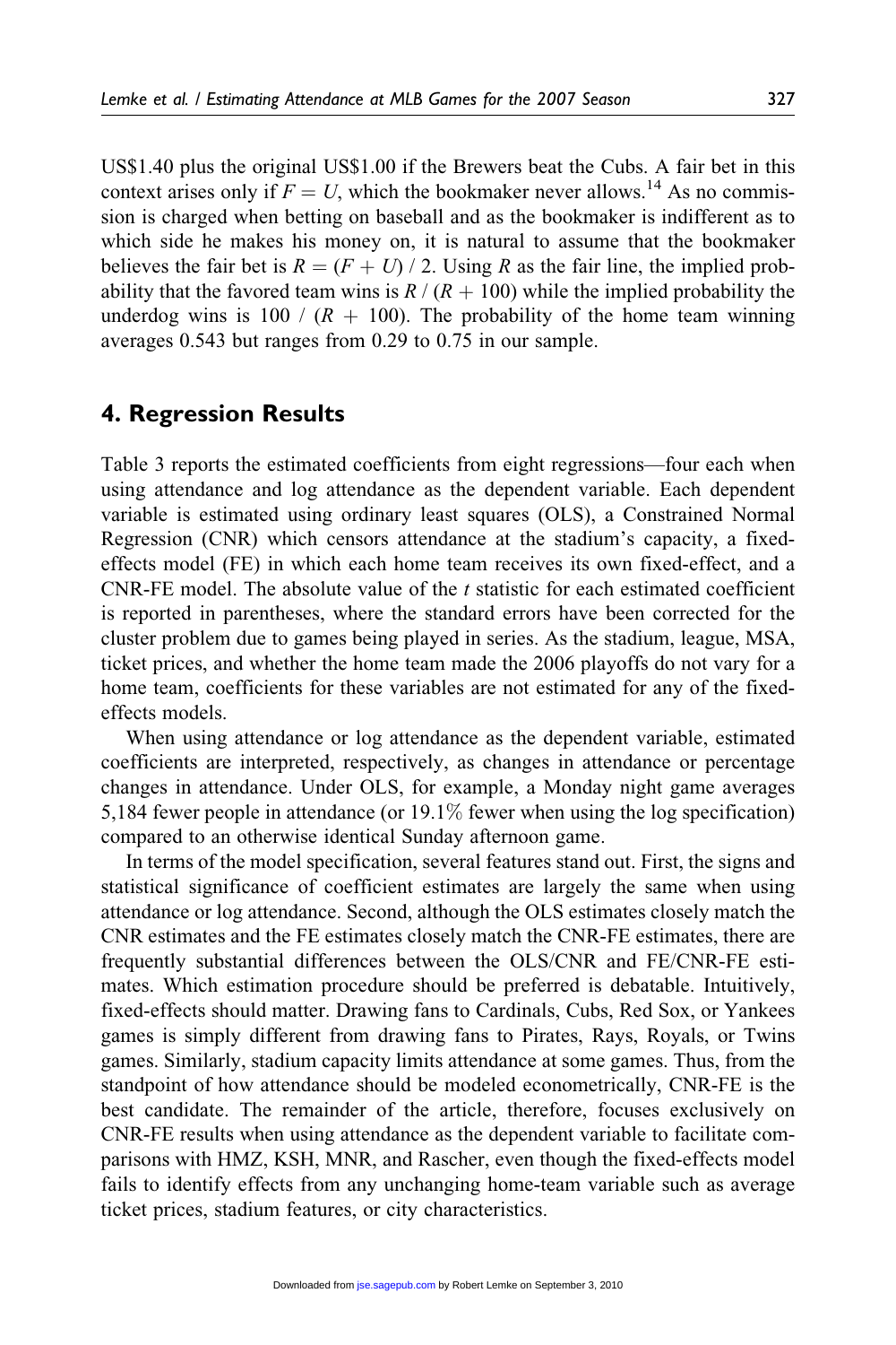US$1.40 plus the original US$1.00 if the Brewers beat the Cubs. A fair bet in this context arises only if $F = U$, which the bookmaker never allows.[14] As no commission is charged when betting on baseball and as the bookmaker is indifferent as to which side he makes his money on, it is natural to assume that the bookmaker believes the fair bet is $R = (F + U) / 2$. Using $R$ as the fair line, the implied probability that the favored team wins is $R / (R + 100)$ while the implied probability the underdog wins is $100 / (R + 100)$. The probability of the home team winning averages 0.543 but ranges from 0.29 to 0.75 in our sample.

## 4. Regression Results

Table 3 reports the estimated coefficients from eight regressions—four each when using attendance and log attendance as the dependent variable. Each dependent variable is estimated using ordinary least squares (OLS), a Constrained Normal Regression (CNR) which censors attendance at the stadium's capacity, a fixed-effects model (FE) in which each home team receives its own fixed-effect, and a CNR-FE model. The absolute value of the $t$ statistic for each estimated coefficient is reported in parentheses, where the standard errors have been corrected for the cluster problem due to games being played in series. As the stadium, league, MSA, ticket prices, and whether the home team made the 2006 playoffs do not vary for a home team, coefficients for these variables are not estimated for any of the fixed-effects models.

When using attendance or log attendance as the dependent variable, estimated coefficients are interpreted, respectively, as changes in attendance or percentage changes in attendance. Under OLS, for example, a Monday night game averages 5,184 fewer people in attendance (or 19.1% fewer when using the log specification) compared to an otherwise identical Sunday afternoon game.

In terms of the model specification, several features stand out. First, the signs and statistical significance of coefficient estimates are largely the same when using attendance or log attendance. Second, although the OLS estimates closely match the CNR estimates and the FE estimates closely match the CNR-FE estimates, there are frequently substantial differences between the OLS/CNR and FE/CNR-FE estimates. Which estimation procedure should be preferred is debatable. Intuitively, fixed-effects should matter. Drawing fans to Cardinals, Cubs, Red Sox, or Yankees games is simply different from drawing fans to Pirates, Rays, Royals, or Twins games. Similarly, stadium capacity limits attendance at some games. Thus, from the standpoint of how attendance should be modeled econometrically, CNR-FE is the best candidate. The remainder of the article, therefore, focuses exclusively on CNR-FE results when using attendance as the dependent variable to facilitate comparisons with HMZ, KSH, MNR, and Rascher, even though the fixed-effects model fails to identify effects from any unchanging home-team variable such as average ticket prices, stadium features, or city characteristics.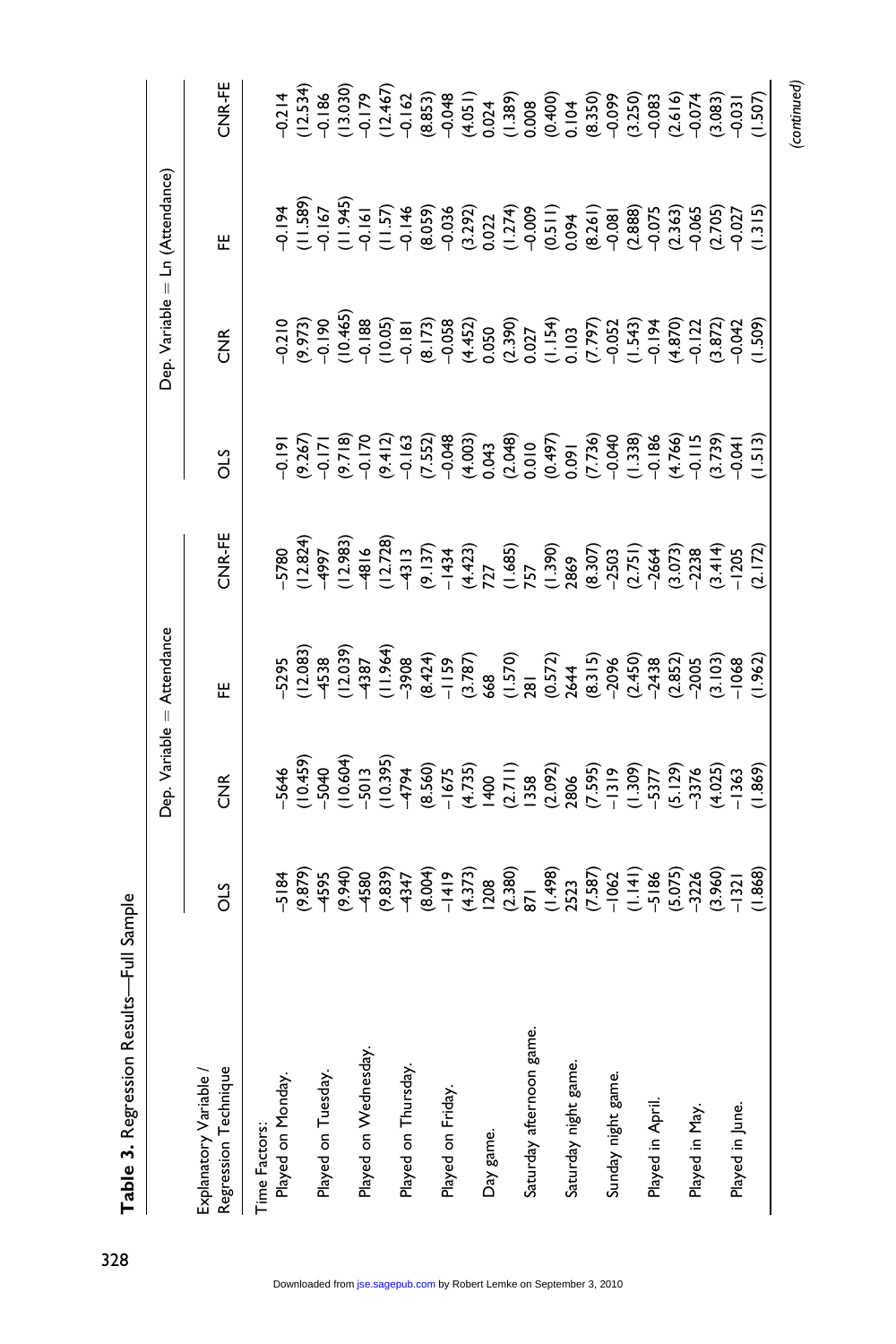**Table 3.** Regression Results—Full Sample

| Explanatory Variable / Regression Technique | Dep. Variable = Attendance | | | | Dep. Variable = Ln (Attendance) | | | |
|---|---|---|---|---|---|---|---|---|
| | OLS | CNR | FE | CNR-FE | OLS | CNR | FE | CNR-FE |
| Time Factors: | | | | | | | | |
| Played on Monday. | –5184 | –5646 | –5295 | –5780 | –0.191 | –0.210 | –0.194 | –0.214 |
| | (9.879) | (10.459) | (12.083) | (12.824) | (9.267) | (9.973) | (11.589) | (12.534) |
| Played on Tuesday. | –4595 | –5040 | –4538 | –4997 | –0.171 | –0.190 | –0.167 | –0.186 |
| | (9.940) | (10.604) | (12.039) | (12.983) | (9.718) | (10.465) | (11.945) | (13.030) |
| Played on Wednesday. | –4580 | –5013 | –4387 | –4816 | –0.170 | –0.188 | –0.161 | –0.179 |
| | (9.839) | (10.395) | (11.964) | (12.728) | (9.412) | (10.05) | (11.57) | (12.467) |
| Played on Thursday. | –4347 | –4794 | –3908 | –4313 | –0.163 | –0.181 | –0.146 | –0.162 |
| | (8.004) | (8.560) | (8.424) | (9.137) | (7.552) | (8.173) | (8.059) | (8.853) |
| Played on Friday. | –1419 | –1675 | –1159 | –1434 | –0.048 | –0.058 | –0.036 | –0.048 |
| | (4.373) | (4.735) | (3.787) | (4.423) | (4.003) | (4.452) | (3.292) | (4.051) |
| Day game. | 1208 | 1400 | 668 | 727 | 0.043 | 0.050 | 0.022 | 0.024 |
| | (2.380) | (2.711) | (1.570) | (1.685) | (2.048) | (2.390) | (1.274) | (1.389) |
| Saturday afternoon game. | 871 | 1358 | 281 | 757 | 0.010 | 0.027 | –0.009 | 0.008 |
| | (1.498) | (2.092) | (0.572) | (1.390) | (0.497) | (1.154) | (0.511) | (0.400) |
| Saturday night game. | 2523 | 2806 | 2644 | 2869 | 0.091 | 0.103 | 0.094 | 0.104 |
| | (7.587) | (7.595) | (8.315) | (8.307) | (7.736) | (7.797) | (8.261) | (8.350) |
| Sunday night game. | –1062 | –1319 | –2096 | –2503 | –0.040 | –0.052 | –0.081 | –0.099 |
| | (1.141) | (1.309) | (2.450) | (2.751) | (1.338) | (1.543) | (2.888) | (3.250) |
| Played in April. | –5186 | –5377 | –2438 | –2664 | –0.186 | –0.194 | –0.075 | –0.083 |
| | (5.075) | (5.129) | (2.852) | (3.073) | (4.766) | (4.870) | (2.363) | (2.616) |
| Played in May. | –3226 | –3376 | –2005 | –2238 | –0.115 | –0.122 | –0.065 | –0.074 |
| | (3.960) | (4.025) | (3.103) | (3.414) | (3.739) | (3.872) | (2.705) | (3.083) |
| Played in June. | –1321 | –1363 | –1068 | –1205 | –0.041 | –0.042 | –0.027 | –0.031 |
| | (1.868) | (1.869) | (1.962) | (2.172) | (1.513) | (1.509) | (1.315) | (1.507) |

*(continued)*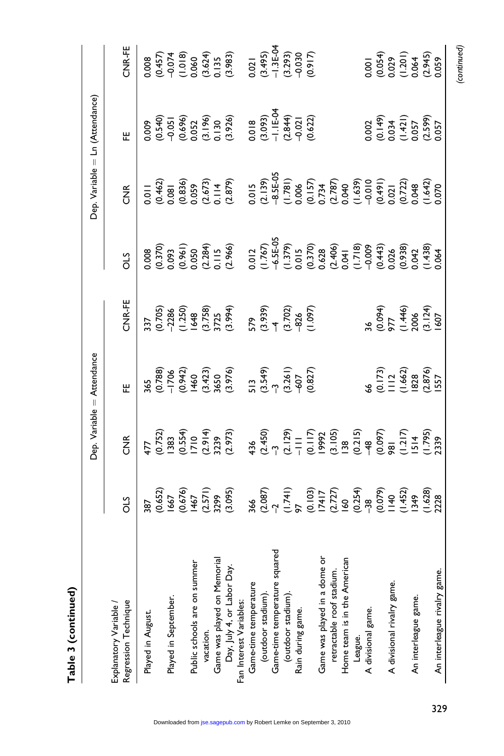**Table 3 (continued)**

| Explanatory Variable / Regression Technique | Dep. Variable = Attendance | | | | Dep. Variable = Ln (Attendance) | | | |
|---|---|---|---|---|---|---|---|---|
| | OLS | CNR | FE | CNR-FE | OLS | CNR | FE | CNR-FE |
| Played in August. | 387 | 477 | 365 | 337 | 0.008 | 0.011 | 0.009 | 0.008 |
| | (0.652) | (0.752) | (0.788) | (0.705) | (0.370) | (0.462) | (0.540) | (0.457) |
| Played in September. | 1667 | 1383 | −1706 | −2286 | 0.093 | 0.081 | −0.051 | −0.074 |
| | (0.676) | (0.554) | (0.942) | (1.250) | (0.961) | (0.836) | (0.696) | (1.018) |
| Public schools are on summer vacation. | 1467 | 1710 | 1460 | 1648 | 0.050 | 0.059 | 0.052 | 0.060 |
| | (2.571) | (2.914) | (3.423) | (3.758) | (2.284) | (2.673) | (3.196) | (3.624) |
| Game was played on Memorial Day, July 4, or Labor Day. | 3299 | 3239 | 3650 | 3725 | 0.115 | 0.114 | 0.130 | 0.135 |
| | (3.095) | (2.973) | (3.976) | (3.994) | (2.966) | (2.879) | (3.926) | (3.983) |
| Fan Interest Variables: | | | | | | | | |
| Game-time temperature (outdoor stadium). | 366 | 436 | 513 | 579 | 0.012 | 0.015 | 0.018 | 0.021 |
| | (2.087) | (2.450) | (3.549) | (3.939) | (1.767) | (2.139) | (3.093) | (3.495) |
| Game-time temperature squared (outdoor stadium). | −2 | −3 | −3 | −4 | −6.5E-05 | −8.5E-05 | −1.1E-04 | −1.3E-04 |
| | (1.741) | (2.129) | (3.261) | (3.702) | (1.379) | (1.781) | (2.844) | (3.293) |
| Rain during game. | 97 | −111 | −607 | −826 | 0.015 | 0.006 | −0.021 | −0.030 |
| | (0.103) | (0.117) | (0.827) | (1.097) | (0.370) | (0.157) | (0.622) | (0.917) |
| Game was played in a dome or retractable roof stadium. | 17417 | 19992 | | | 0.628 | 0.734 | | |
| | (2.727) | (3.105) | | | (2.406) | (2.787) | | |
| Home team is in the American League. | 160 | 138 | | | 0.041 | 0.040 | | |
| | (0.254) | (0.215) | | | (1.718) | (1.639) | | |
| A divisional game. | −38 | −48 | 66 | 36 | −0.009 | −0.010 | 0.002 | 0.001 |
| | (0.079) | (0.097) | (0.173) | (0.094) | (0.443) | (0.491) | (0.149) | (0.054) |
| A divisional rivalry game. | 1140 | 981 | 1112 | 977 | 0.026 | 0.021 | 0.034 | 0.029 |
| | (1.452) | (1.217) | (1.662) | (1.446) | (0.938) | (0.722) | (1.421) | (1.201) |
| An interleague game. | 1349 | 1514 | 1828 | 2006 | 0.042 | 0.048 | 0.057 | 0.064 |
| | (1.628) | (1.795) | (2.876) | (3.124) | (1.438) | (1.642) | (2.599) | (2.945) |
| An interleague rivalry game. | 2228 | 2339 | 1557 | 1607 | 0.064 | 0.070 | 0.057 | 0.059 |

*(continued)*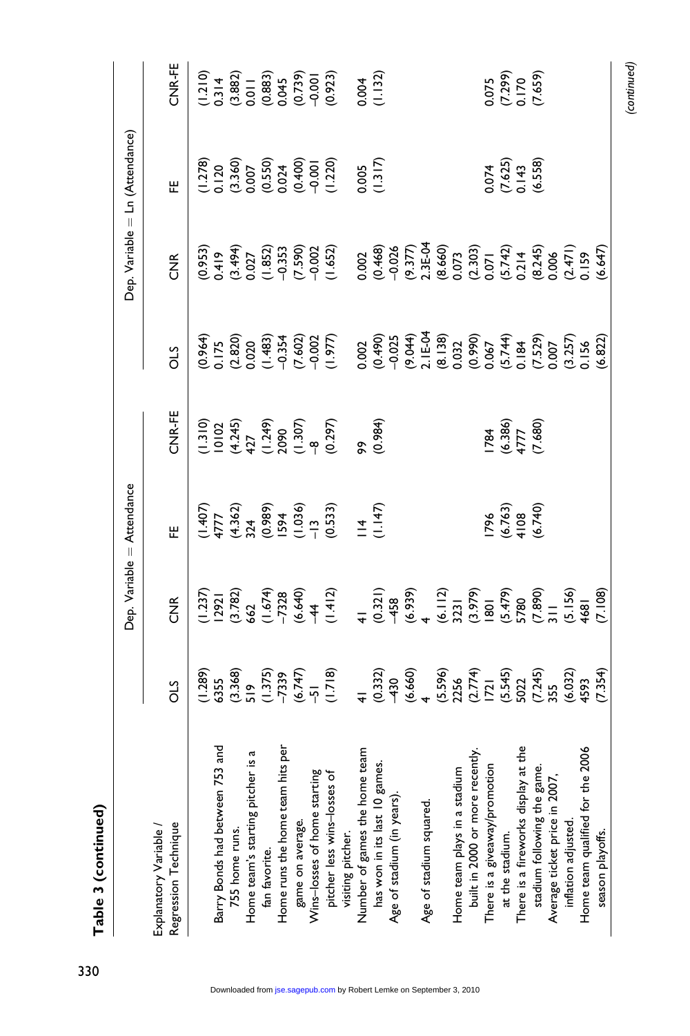**Table 3 (continued)**

| Explanatory Variable / Regression Technique | Dep. Variable = Attendance | | | | Dep. Variable = Ln (Attendance) | | | |
|---|---|---|---|---|---|---|---|---|
| | OLS | CNR | FE | CNR-FE | OLS | CNR | FE | CNR-FE |
| | (1.289) | (1.237) | (1.407) | (1.310) | (0.964) | (0.953) | (1.278) | (1.210) |
| Barry Bonds had between 753 and 755 home runs. | 6355 | 12921 | 4777 | 10102 | 0.175 | 0.419 | 0.120 | 0.314 |
| | (3.368) | (3.782) | (4.362) | (4.245) | (2.820) | (3.494) | (3.360) | (3.882) |
| Home team's starting pitcher is a fan favorite. | 519 | 662 | 324 | 427 | 0.020 | 0.027 | 0.007 | 0.011 |
| | (1.375) | (1.674) | (0.989) | (1.249) | (1.483) | (1.852) | (0.550) | (0.883) |
| Home runs the home team hits per game on average. | −7339 | −7328 | 1594 | 2090 | −0.354 | −0.353 | 0.024 | 0.045 |
| | (6.747) | (6.640) | (1.036) | (1.307) | (7.602) | (7.590) | (0.400) | (0.739) |
| Wins–losses of home starting pitcher less wins–losses of visiting pitcher. | −51 | −44 | −13 | −8 | −0.002 | −0.002 | −0.001 | −0.001 |
| | (1.718) | (1.412) | (0.533) | (0.297) | (1.977) | (1.652) | (1.220) | (0.923) |
| Number of games the home team has won in its last 10 games. | 41 | 41 | 114 | 99 | 0.002 | 0.002 | 0.005 | 0.004 |
| | (0.332) | (0.321) | (1.147) | (0.984) | (0.490) | (0.468) | (1.317) | (1.132) |
| Age of stadium (in years). | −430 | −458 | | | −0.025 | −0.026 | | |
| | (6.660) | (6.939) | | | (9.044) | (9.377) | | |
| Age of stadium squared. | 4 | 4 | | | 2.1E-04 | 2.3E-04 | | |
| | (5.596) | (6.112) | | | (8.138) | (8.660) | | |
| Home team plays in a stadium built in 2000 or more recently. | 2256 | 3231 | | | 0.032 | 0.073 | | |
| | (2.774) | (3.979) | | | (0.990) | (2.303) | | |
| There is a giveaway/promotion at the stadium. | 1721 | 1801 | 1796 | 1784 | 0.067 | 0.071 | 0.074 | 0.075 |
| | (5.545) | (5.479) | (6.763) | (6.386) | (5.744) | (5.742) | (7.625) | (7.299) |
| There is a fireworks display at the stadium following the game. | 5022 | 5780 | 4108 | 4777 | 0.184 | 0.214 | 0.143 | 0.170 |
| | (7.245) | (7.890) | (6.740) | (7.680) | (7.529) | (8.245) | (6.558) | (7.659) |
| Average ticket price in 2007, inflation adjusted. | 355 | 311 | | | 0.007 | 0.006 | | |
| | (6.032) | (5.156) | | | (3.257) | (2.471) | | |
| Home team qualified for the 2006 season playoffs. | 4593 | 4681 | | | 0.156 | 0.159 | | |
| | (7.354) | (7.108) | | | (6.822) | (6.647) | | |

*(continued)*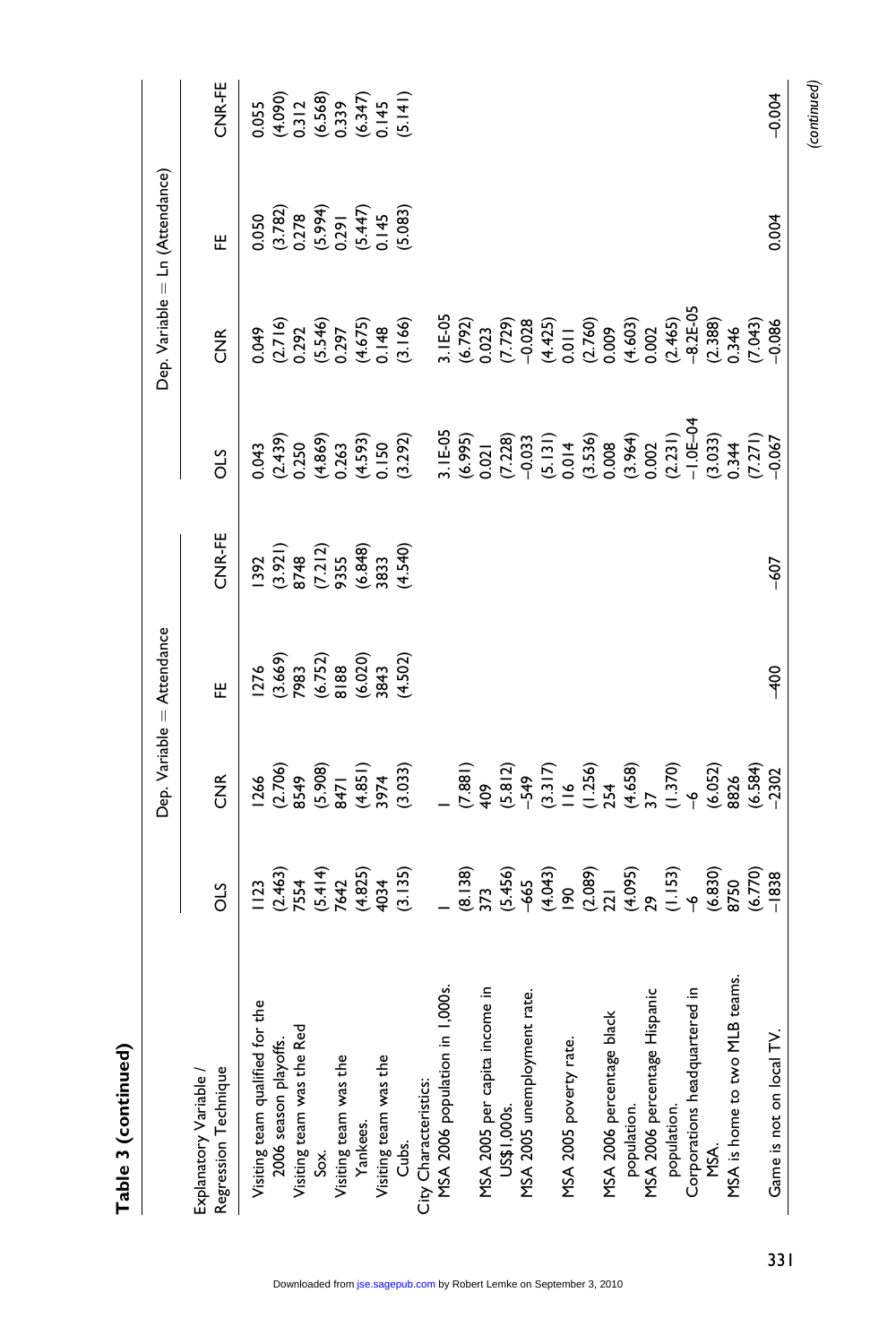**Table 3 (continued)**

| Explanatory Variable / Regression Technique | Dep. Variable = Attendance | | | | Dep. Variable = Ln (Attendance) | | | |
|---|---|---|---|---|---|---|---|---|
| | OLS | CNR | FE | CNR-FE | OLS | CNR | FE | CNR-FE |
| Visiting team qualified for the 2006 season playoffs. | 1123 | 1266 | 1276 | 1392 | 0.043 | 0.049 | 0.050 | 0.055 |
| | (2.463) | (2.706) | (3.669) | (3.921) | (2.439) | (2.716) | (3.782) | (4.090) |
| Visiting team was the Red Sox. | 7554 | 8549 | 7983 | 8748 | 0.250 | 0.292 | 0.278 | 0.312 |
| | (5.414) | (5.908) | (6.752) | (7.212) | (4.869) | (5.546) | (5.994) | (6.568) |
| Visiting team was the Yankees. | 7642 | 8471 | 8188 | 9355 | 0.263 | 0.297 | 0.291 | 0.339 |
| | (4.825) | (4.851) | (6.020) | (6.848) | (4.593) | (4.675) | (5.447) | (6.347) |
| Visiting team was the Cubs. | 4034 | 3974 | 3843 | 3833 | 0.150 | 0.148 | 0.145 | 0.145 |
| | (3.135) | (3.033) | (4.502) | (4.540) | (3.292) | (3.166) | (5.083) | (5.141) |
| City Characteristics: | | | | | | | | |
| MSA 2006 population in 1,000s. | 1 | 1 | | | 3.1E-05 | 3.1E-05 | | |
| | (8.138) | (7.881) | | | (6.995) | (6.792) | | |
| MSA 2005 per capita income in US$1,000s. | 373 | 409 | | | 0.021 | 0.023 | | |
| | (5.456) | (5.812) | | | (7.228) | (7.729) | | |
| MSA 2005 unemployment rate. | -665 | -549 | | | -0.033 | -0.028 | | |
| | (4.043) | (3.317) | | | (5.131) | (4.425) | | |
| MSA 2005 poverty rate. | 190 | 116 | | | 0.014 | 0.011 | | |
| | (2.089) | (1.256) | | | (3.536) | (2.760) | | |
| MSA 2006 percentage black population. | 221 | 254 | | | 0.008 | 0.009 | | |
| | (4.095) | (4.658) | | | (3.964) | (4.603) | | |
| MSA 2006 percentage Hispanic population. | 29 | 37 | | | 0.002 | 0.002 | | |
| | (1.153) | (1.370) | | | (2.231) | (2.465) | | |
| Corporations headquartered in MSA. | -6 | -6 | | | -1.0E-04 | -8.2E-05 | | |
| | (6.830) | (6.052) | | | (3.033) | (2.388) | | |
| MSA is home to two MLB teams. | 8750 | 8826 | | | 0.344 | 0.346 | | |
| | (6.770) | (6.584) | | | (7.271) | (7.043) | | |
| Game is not on local TV. | -1838 | -2302 | -400 | -607 | -0.067 | -0.086 | 0.004 | -0.004 |

*(continued)*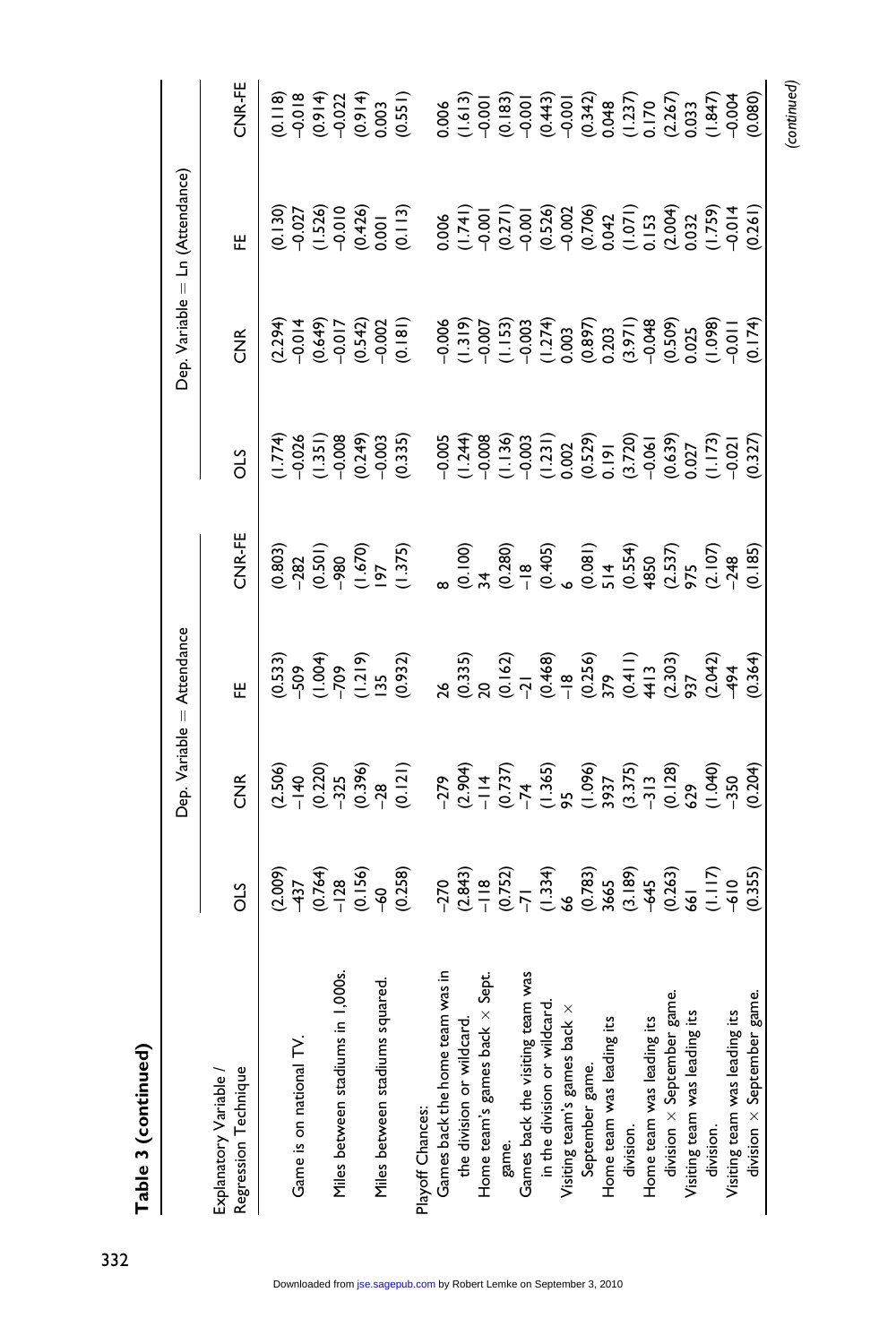**Table 3 (continued)**

| Explanatory Variable / Regression Technique | Dep. Variable = Attendance | | | | Dep. Variable = Ln (Attendance) | | | |
|---|---|---|---|---|---|---|---|---|
| | OLS | CNR | FE | CNR-FE | OLS | CNR | FE | CNR-FE |
| | (2.009) | (2.506) | (0.533) | (0.803) | (1.774) | (2.294) | (0.130) | (0.118) |
| Game is on national TV. | -437 | -140 | -509 | -282 | -0.026 | -0.014 | -0.027 | -0.018 |
| | (0.764) | (0.220) | (1.004) | (0.501) | (1.351) | (0.649) | (1.526) | (0.914) |
| Miles between stadiums in 1,000s. | -128 | -325 | -709 | -980 | -0.008 | -0.017 | -0.010 | -0.022 |
| | (0.156) | (0.396) | (1.219) | (1.670) | (0.249) | (0.542) | (0.426) | (0.914) |
| Miles between stadiums squared. | -60 | -28 | 135 | 197 | -0.003 | -0.002 | 0.001 | 0.003 |
| | (0.258) | (0.121) | (0.932) | (1.375) | (0.335) | (0.181) | (0.113) | (0.551) |
| Playoff Chances: | | | | | | | | |
| Games back the home team was in the division or wildcard. | -270 | -279 | 26 | 8 | -0.005 | -0.006 | 0.006 | 0.006 |
| | (2.843) | (2.904) | (0.335) | (0.100) | (1.244) | (1.319) | (1.741) | (1.613) |
| Home team's games back × Sept. game. | -118 | -114 | 20 | 34 | -0.008 | -0.007 | -0.001 | -0.001 |
| | (0.752) | (0.737) | (0.162) | (0.280) | (1.136) | (1.153) | (0.271) | (0.183) |
| Games back the visiting team was in the division or wildcard. | -71 | -74 | -21 | -18 | -0.003 | -0.003 | -0.001 | -0.001 |
| | (1.334) | (1.365) | (0.468) | (0.405) | (1.231) | (1.274) | (0.526) | (0.443) |
| Visiting team's games back × September game. | 66 | 95 | -18 | 6 | 0.002 | 0.003 | -0.002 | -0.001 |
| | (0.783) | (1.096) | (0.256) | (0.081) | (0.529) | (0.897) | (0.706) | (0.342) |
| Home team was leading its division. | 3665 | 3937 | 379 | 514 | 0.191 | 0.203 | 0.042 | 0.048 |
| | (3.189) | (3.375) | (0.411) | (0.554) | (3.720) | (3.971) | (1.071) | (1.237) |
| Home team was leading its division × September game. | -645 | -313 | 4413 | 4850 | -0.061 | -0.048 | 0.153 | 0.170 |
| | (0.263) | (0.128) | (2.303) | (2.537) | (0.639) | (0.509) | (2.004) | (2.267) |
| Visiting team was leading its division. | 661 | 629 | 937 | 975 | 0.027 | 0.025 | 0.032 | 0.033 |
| | (1.117) | (1.040) | (2.042) | (2.107) | (1.173) | (1.098) | (1.759) | (1.847) |
| Visiting team was leading its division × September game. | -610 | -350 | -494 | -248 | -0.021 | -0.011 | -0.014 | -0.004 |
| | (0.355) | (0.204) | (0.364) | (0.185) | (0.327) | (0.174) | (0.261) | (0.080) |

*(continued)*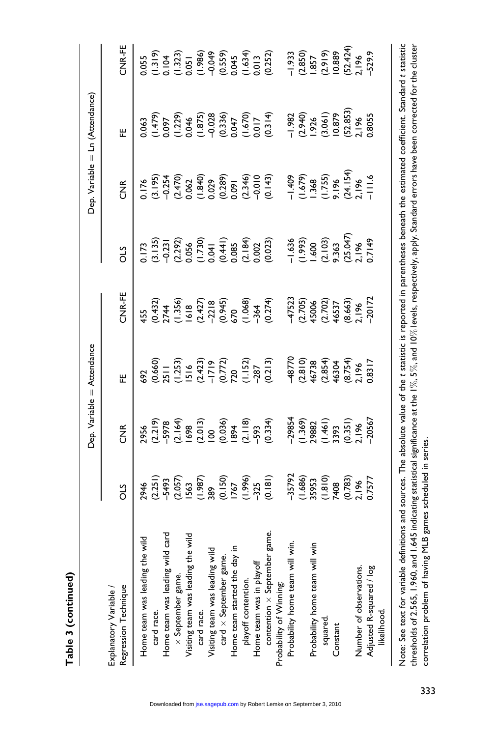**Table 3 (continued)**

| Explanatory Variable / Regression Technique | Dep. Variable = Attendance | | | | Dep. Variable = Ln (Attendance) | | | |
|---|---|---|---|---|---|---|---|---|
| | OLS | CNR | FE | CNR-FE | OLS | CNR | FE | CNR-FE |
| Home team was leading the wild card race. | 2946 | 2956 | 692 | 455 | 0.173 | 0.176 | 0.063 | 0.055 |
| | (2.251) | (2.219) | (0.660) | (0.432) | (3.135) | (3.195) | (1.479) | (1.319) |
| Home team was leading wild card × September game. | −5493 | −5978 | 2511 | 2744 | −0.231 | −0.254 | 0.097 | 0.104 |
| | (2.057) | (2.164) | (1.253) | (1.356) | (2.292) | (2.470) | (1.229) | (1.323) |
| Visiting team was leading the wild card race. | 1563 | 1698 | 1516 | 1618 | 0.056 | 0.062 | 0.046 | 0.051 |
| | (1.987) | (2.013) | (2.423) | (2.427) | (1.730) | (1.840) | (1.875) | (1.986) |
| Visiting team was leading wild card × September game. | 389 | 100 | −1719 | −2218 | 0.041 | 0.029 | −0.028 | −0.049 |
| | (0.150) | (0.036) | (0.772) | (0.945) | (0.441) | (0.289) | (0.336) | (0.559) |
| Home team started the day in playoff contention. | 1767 | 1894 | 720 | 670 | 0.085 | 0.091 | 0.047 | 0.045 |
| | (1.996) | (2.118) | (1.152) | (1.068) | (2.184) | (2.346) | (1.670) | (1.634) |
| Home team was in playoff contention × September game. | −325 | −593 | −287 | −364 | 0.002 | −0.010 | 0.017 | 0.013 |
| | (0.181) | (0.334) | (0.213) | (0.274) | (0.023) | (0.143) | (0.314) | (0.252) |
| Probability of Winning: | | | | | | | | |
| Probability home team will win. | −35792 | −29854 | −48770 | −47523 | −1.636 | −1.409 | −1.982 | −1.933 |
| | (1.686) | (1.369) | (2.810) | (2.705) | (1.993) | (1.679) | (2.940) | (2.850) |
| Probability home team will win squared. | 35953 | 29882 | 46738 | 45006 | 1.600 | 1.368 | 1.926 | 1.857 |
| | (1.810) | (1.461) | (2.854) | (2.702) | (2.103) | (1.755) | (3.061) | (2.919) |
| Constant | 7408 | 3393 | 46304 | 46537 | 9.363 | 9.196 | 10.879 | 10.889 |
| | (0.783) | (0.351) | (8.754) | (8.663) | (25.047) | (24.154) | (52.853) | (52.424) |
| Number of observations. | 2,196 | 2,196 | 2,196 | 2,196 | 2,196 | 2,196 | 2,196 | 2,196 |
| Adjusted R-squared / log likelihood. | 0.7577 | −20567 | 0.8317 | −20172 | 0.7149 | −111.6 | 0.8055 | −529.9 |

Note: See text for variable definitions and sources. The absolute value of the *t* statistic is reported in parentheses beneath the estimated coefficient. Standard *t* statistic thresholds of 2.565, 1.960, and 1.645 indicating statistical significance at the 1%, 5%, and 10% levels, respectively, apply. Standard errors have been corrected for the cluster correlation problem of having MLB games scheduled in series.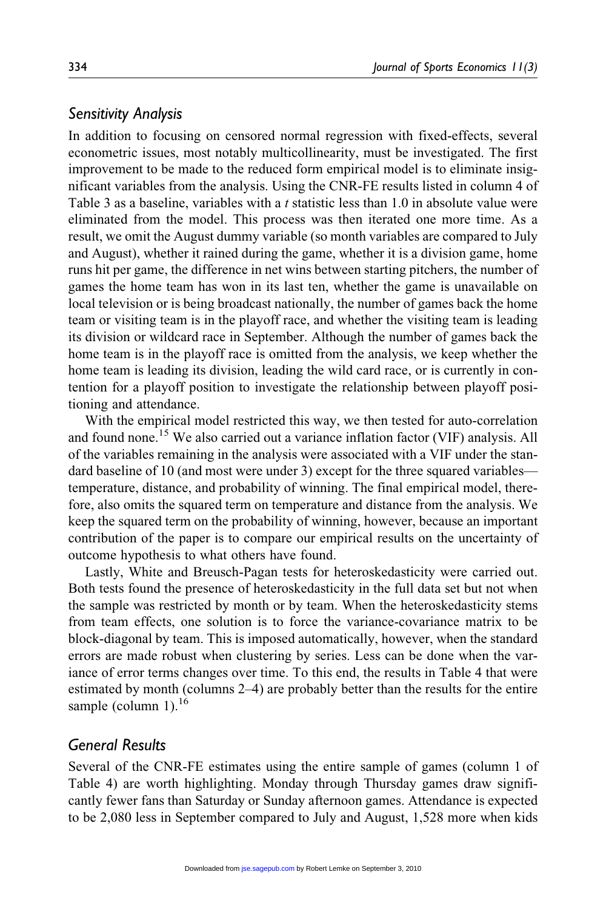## *Sensitivity Analysis*

In addition to focusing on censored normal regression with fixed-effects, several econometric issues, most notably multicollinearity, must be investigated. The first improvement to be made to the reduced form empirical model is to eliminate insignificant variables from the analysis. Using the CNR-FE results listed in column 4 of Table 3 as a baseline, variables with a $t$ statistic less than 1.0 in absolute value were eliminated from the model. This process was then iterated one more time. As a result, we omit the August dummy variable (so month variables are compared to July and August), whether it rained during the game, whether it is a division game, home runs hit per game, the difference in net wins between starting pitchers, the number of games the home team has won in its last ten, whether the game is unavailable on local television or is being broadcast nationally, the number of games back the home team or visiting team is in the playoff race, and whether the visiting team is leading its division or wildcard race in September. Although the number of games back the home team is in the playoff race is omitted from the analysis, we keep whether the home team is leading its division, leading the wild card race, or is currently in contention for a playoff position to investigate the relationship between playoff positioning and attendance.

With the empirical model restricted this way, we then tested for auto-correlation and found none.[15] We also carried out a variance inflation factor (VIF) analysis. All of the variables remaining in the analysis were associated with a VIF under the standard baseline of 10 (and most were under 3) except for the three squared variables—temperature, distance, and probability of winning. The final empirical model, therefore, also omits the squared term on temperature and distance from the analysis. We keep the squared term on the probability of winning, however, because an important contribution of the paper is to compare our empirical results on the uncertainty of outcome hypothesis to what others have found.

Lastly, White and Breusch-Pagan tests for heteroskedasticity were carried out. Both tests found the presence of heteroskedasticity in the full data set but not when the sample was restricted by month or by team. When the heteroskedasticity stems from team effects, one solution is to force the variance-covariance matrix to be block-diagonal by team. This is imposed automatically, however, when the standard errors are made robust when clustering by series. Less can be done when the variance of error terms changes over time. To this end, the results in Table 4 that were estimated by month (columns 2–4) are probably better than the results for the entire sample (column 1).[16]

## *General Results*

Several of the CNR-FE estimates using the entire sample of games (column 1 of Table 4) are worth highlighting. Monday through Thursday games draw significantly fewer fans than Saturday or Sunday afternoon games. Attendance is expected to be 2,080 less in September compared to July and August, 1,528 more when kids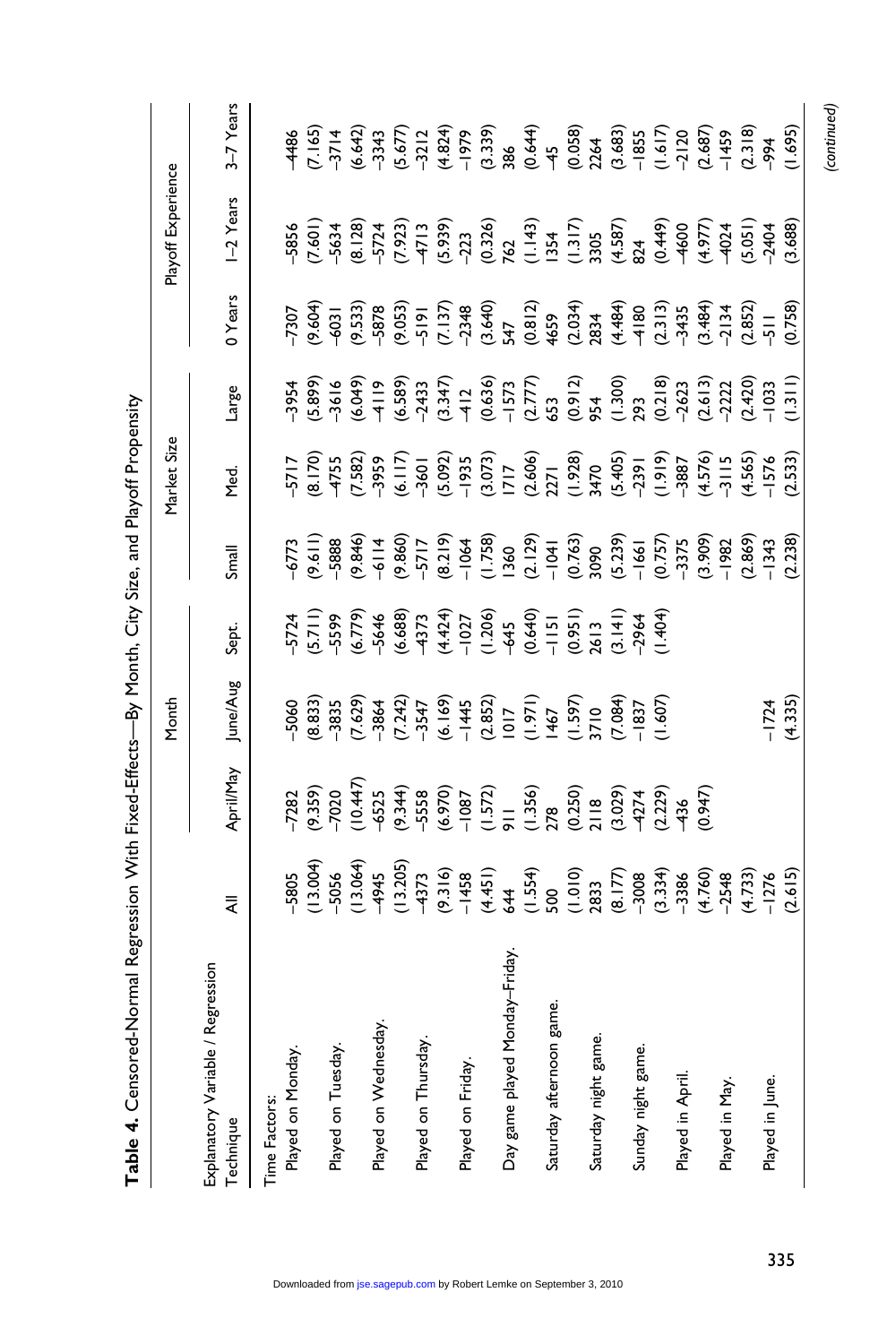**Table 4.** Censored-Normal Regression With Fixed-Effects—By Month, City Size, and Playoff Propensity

| Explanatory Variable / Regression Technique | All | Month | | | Market Size | | | Playoff Experience | | |
|---|---|---|---|---|---|---|---|---|---|---|
| | | April/May | June/Aug | Sept. | Small | Med. | Large | 0 Years | 1–2 Years | 3–7 Years |
| Time Factors: | | | | | | | | | | |
| Played on Monday. | −5805 | −7282 | −5060 | −5724 | −6773 | −5717 | −3954 | −7307 | −5856 | −4486 |
| | (13.004) | (9.359) | (8.833) | (5.711) | (9.611) | (8.170) | (5.899) | (9.604) | (7.601) | (7.165) |
| Played on Tuesday. | −5056 | −7020 | −3835 | −5599 | −5888 | −4755 | −3616 | −6031 | −5634 | −3714 |
| | (13.064) | (10.447) | (7.629) | (6.779) | (9.846) | (7.582) | (6.049) | (9.533) | (8.128) | (6.642) |
| Played on Wednesday. | −4945 | −6525 | −3864 | −5646 | −6114 | −3959 | −4119 | −5878 | −5724 | −3343 |
| | (13.205) | (9.344) | (7.242) | (6.688) | (9.860) | (6.117) | (6.589) | (9.053) | (7.923) | (5.677) |
| Played on Thursday. | −4373 | −5558 | −3547 | −4373 | −5717 | −3601 | −2433 | −5191 | −4713 | −3212 |
| | (9.316) | (6.970) | (6.169) | (4.424) | (8.219) | (5.092) | (3.347) | (7.137) | (5.939) | (4.824) |
| Played on Friday. | −1458 | −1087 | −1445 | −1027 | −1064 | −1935 | −412 | −2348 | −223 | −1979 |
| | (4.451) | (1.572) | (2.852) | (1.206) | (1.758) | (3.073) | (0.636) | (3.640) | (0.326) | (3.339) |
| Day game played Monday–Friday. | 644 | 911 | 1017 | −645 | 1360 | 1717 | −1573 | 547 | 762 | 386 |
| | (1.554) | (1.356) | (1.971) | (0.640) | (2.129) | (2.606) | (2.777) | (0.812) | (1.143) | (0.644) |
| Saturday afternoon game. | 500 | 278 | 1467 | −1151 | −1041 | 2271 | 653 | 4659 | 1354 | −45 |
| | (1.010) | (0.250) | (1.597) | (0.951) | (0.763) | (1.928) | (0.912) | (2.034) | (1.317) | (0.058) |
| Saturday night game. | 2833 | 2118 | 3710 | 2613 | 3090 | 3470 | 954 | 2834 | 3305 | 2264 |
| | (8.177) | (3.029) | (7.084) | (3.141) | (5.239) | (5.405) | (1.300) | (4.484) | (4.587) | (3.683) |
| Sunday night game. | −3008 | −4274 | −1837 | −2964 | −1661 | −2391 | 293 | −4180 | 824 | −1855 |
| | (3.334) | (2.229) | (1.607) | (1.404) | (0.757) | (1.919) | (0.218) | (2.313) | (0.449) | (1.617) |
| Played in April. | −3386 | −436 | | | −3375 | −3887 | −2623 | −3435 | −4600 | −2120 |
| | (4.760) | (0.947) | | | (3.909) | (4.576) | (2.613) | (3.484) | (4.977) | (2.687) |
| Played in May. | −2548 | | | | −1982 | −3115 | −2222 | −2134 | −4024 | −1459 |
| | (4.733) | | | | (2.869) | (4.565) | (2.420) | (2.852) | (5.051) | (2.318) |
| Played in June. | −1276 | | −1724 | | −1343 | −1576 | −1033 | −511 | −2404 | −994 |
| | (2.615) | | (4.335) | | (2.238) | (2.533) | (1.311) | (0.758) | (3.688) | (1.695) |

*(continued)*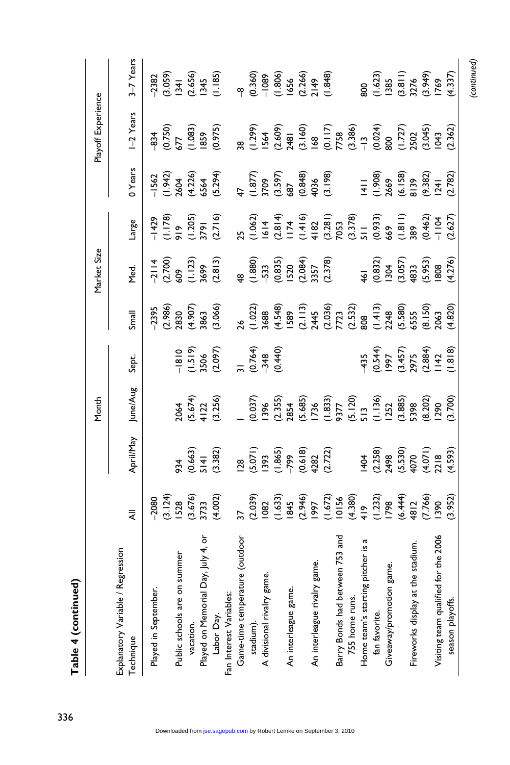**Table 4 (continued)**

| Explanatory Variable / Regression Technique | All | Month | | | Market Size | | | Playoff Experience | | |
|---|---|---|---|---|---|---|---|---|---|---|
| | | April/May | June/Aug | Sept. | Small | Med. | Large | 0 Years | 1–2 Years | 3–7 Years |
| Played in September. | −2080 | | | | −2395 | −2114 | −1429 | −1562 | −834 | −2382 |
| | (3.124) | | | | (2.986) | (2.700) | (1.178) | (1.942) | (0.750) | (3.059) |
| Public schools are on summer vacation. | 1528 | 934 | 2064 | −1810 | 2830 | 609 | 919 | 2604 | 677 | 1341 |
| | (3.676) | (0.663) | (5.674) | (1.519) | (4.907) | (1.123) | (1.205) | (4.226) | (1.083) | (2.656) |
| Played on Memorial Day, July 4, or Labor Day. | 3733 | 5141 | 4122 | 3506 | 3863 | 3699 | 3791 | 6564 | 1859 | 1345 |
| | (4.002) | (3.382) | (3.256) | (2.097) | (3.066) | (2.813) | (2.716) | (5.294) | (0.975) | (1.185) |
| Fan Interest Variables: | | | | | | | | | | |
| Game-time temperature (outdoor stadium). | 37 | 128 | 1 | 31 | 26 | 48 | 25 | 47 | 38 | −8 |
| | (2.039) | (5.071) | (0.037) | (0.764) | (1.022) | (1.880) | (1.062) | (1.877) | (1.299) | (0.360) |
| A divisional rivalry game. | 1082 | 1393 | 1396 | −348 | 3688 | −533 | 1614 | 3709 | 1564 | −1089 |
| | (1.633) | (1.865) | (2.355) | (0.440) | (4.548) | (0.835) | (2.814) | (3.597) | (2.609) | (1.806) |
| An interleague game. | 1845 | −799 | 2854 | | 1589 | 1520 | 1174 | 687 | 2481 | 1656 |
| | (2.946) | (0.618) | (5.685) | | (2.113) | (2.084) | (1.416) | (0.848) | (3.160) | (2.266) |
| An interleague rivalry game. | 1997 | 4282 | 1736 | | 2445 | 3357 | 4182 | 4036 | 168 | 2149 |
| | (1.672) | (2.722) | (1.833) | | (2.036) | (2.378) | (3.281) | (3.198) | (0.117) | (1.848) |
| Barry Bonds had between 753 and 755 home runs. | 10156 | | 9377 | | 7723 | | 7053 | | 7758 | |
| | (4.380) | | (5.120) | | (2.532) | | (3.378) | | (3.386) | |
| Home team's starting pitcher is a fan favorite. | 419 | 1404 | 513 | −435 | 808 | 461 | 511 | 1411 | −13 | 800 |
| | (1.232) | (2.258) | (1.136) | (0.544) | (1.413) | (0.832) | (0.933) | (1.908) | (0.024) | (1.623) |
| Giveaway/promotion game. | 1798 | 2498 | 1252 | 1997 | 2248 | 1304 | 669 | 2669 | 800 | 1385 |
| | (6.444) | (5.530) | (3.885) | (3.457) | (5.580) | (3.057) | (1.811) | (6.158) | (1.727) | (3.811) |
| Fireworks display at the stadium. | 4812 | 4070 | 5398 | 2975 | 6555 | 4833 | 389 | 8139 | 2502 | 3276 |
| | (7.766) | (4.071) | (8.202) | (2.884) | (8.150) | (5.953) | (0.462) | (9.382) | (3.045) | (3.949) |
| Visiting team qualified for the 2006 season playoffs. | 1390 | 2218 | 1290 | 1142 | 2063 | 1808 | −1104 | 1241 | 1043 | 1769 |
| | (3.952) | (4.593) | (3.700) | (1.818) | (4.820) | (4.276) | (2.627) | (2.782) | (2.362) | (4.337) |

*(continued)*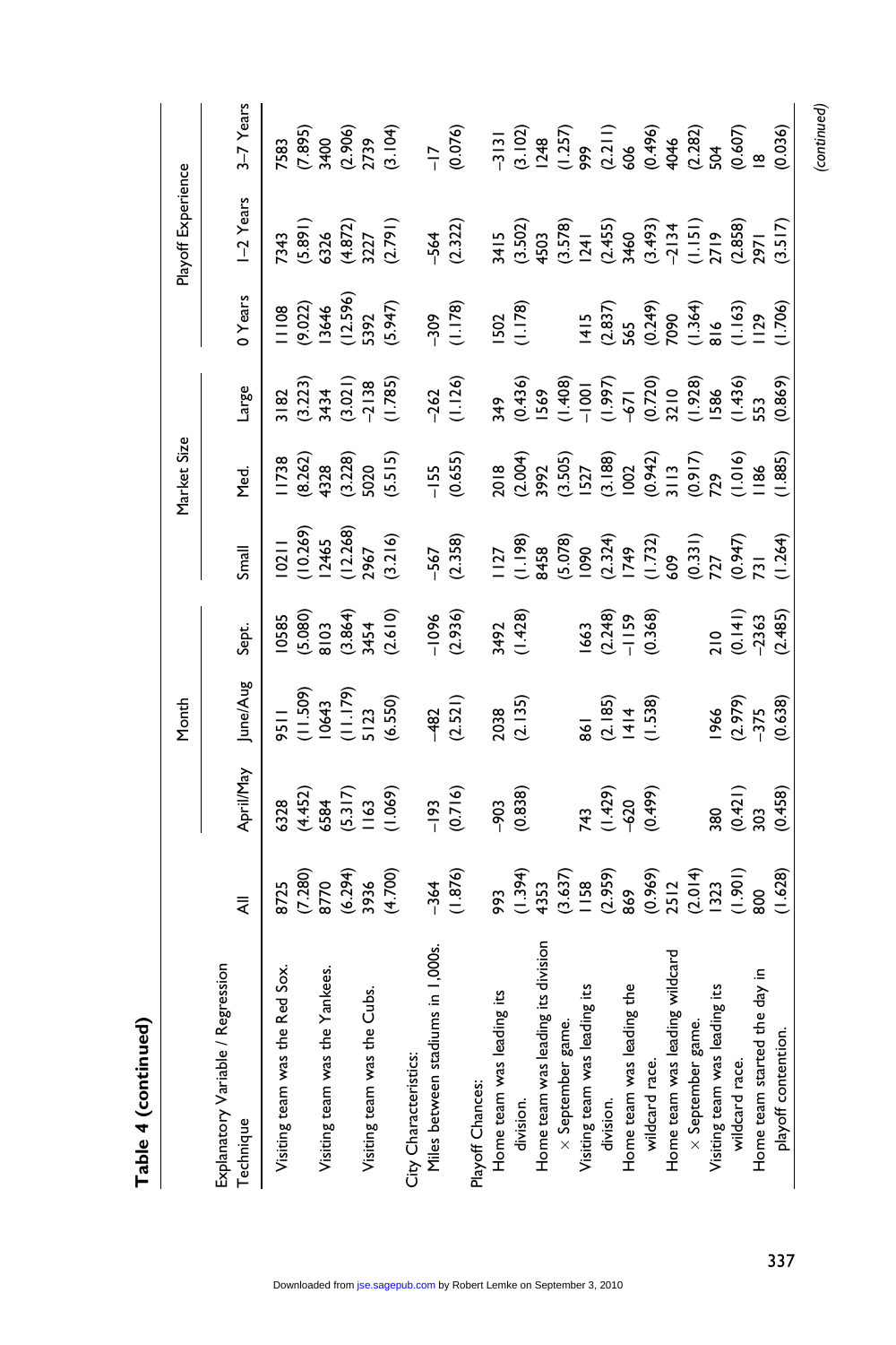**Table 4 (continued)**

| Explanatory Variable / Regression Technique | Month | | | | Market Size | | | Playoff Experience | | |
|---|---|---|---|---|---|---|---|---|---|---|
| | All | April/May | June/Aug | Sept. | Small | Med. | Large | 0 Years | 1–2 Years | 3–7 Years |
| Visiting team was the Red Sox. | 8725 | 6328 | 9511 | 10585 | 10211 | 11738 | 3182 | 11108 | 7343 | 7583 |
| | (7.280) | (4.452) | (11.509) | (5.080) | (10.269) | (8.262) | (3.223) | (9.022) | (5.891) | (7.895) |
| Visiting team was the Yankees. | 8770 | 6584 | 10643 | 8103 | 12465 | 4328 | 3434 | 13646 | 6326 | 3400 |
| | (6.294) | (5.317) | (11.179) | (3.864) | (12.268) | (3.228) | (3.021) | (12.596) | (4.872) | (2.906) |
| Visiting team was the Cubs. | 3936 | 1163 | 5123 | 3454 | 2967 | 5020 | –2138 | 5392 | 3227 | 2739 |
| | (4.700) | (1.069) | (6.550) | (2.610) | (3.216) | (5.515) | (1.785) | (5.947) | (2.791) | (3.104) |
| City Characteristics: | | | | | | | | | | |
| Miles between stadiums in 1,000s. | –364 | –193 | –482 | –1096 | –567 | –155 | –262 | –309 | –564 | –17 |
| | (1.876) | (0.716) | (2.521) | (2.936) | (2.358) | (0.655) | (1.126) | (1.178) | (2.322) | (0.076) |
| Playoff Chances: | | | | | | | | | | |
| Home team was leading its | 993 | –903 | 2038 | 3492 | 1127 | 2018 | 349 | 1502 | 3415 | –3131 |
| division. | (1.394) | (0.838) | (2.135) | (1.428) | (1.198) | (2.004) | (0.436) | (1.178) | (3.502) | (3.102) |
| Home team was leading its division | 4353 | | | | 8458 | 3992 | 1569 | | 4503 | 1248 |
| × September game. | (3.637) | | | | (5.078) | (3.505) | (1.408) | | (3.578) | (1.257) |
| Visiting team was leading its | 1158 | 743 | 861 | 1663 | 1090 | 1527 | –1001 | 1415 | 1241 | 999 |
| division. | (2.959) | (1.429) | (2.185) | (2.248) | (2.324) | (3.188) | (1.997) | (2.837) | (2.455) | (2.211) |
| Home team was leading the | 869 | –620 | 1414 | –1159 | 1749 | 1002 | –671 | 565 | 3460 | 606 |
| wildcard race. | (0.969) | (0.499) | (1.538) | (0.368) | (1.732) | (0.942) | (0.720) | (0.249) | (3.493) | (0.496) |
| Home team was leading wildcard | 2512 | | | | 609 | 3113 | 3210 | 7090 | –2134 | 4046 |
| × September game. | (2.014) | | | | (0.331) | (0.917) | (1.928) | (1.364) | (1.151) | (2.282) |
| Visiting team was leading its | 1323 | 380 | 1966 | 210 | 727 | 729 | 1586 | 816 | 2719 | 504 |
| wildcard race. | (1.901) | (0.421) | (2.979) | (0.141) | (0.947) | (1.016) | (1.436) | (1.163) | (2.858) | (0.607) |
| Home team started the day in | 800 | 303 | –375 | –2363 | 731 | 1186 | 553 | 1129 | 2971 | 18 |
| playoff contention. | (1.628) | (0.458) | (0.638) | (2.485) | (1.264) | (1.885) | (0.869) | (1.706) | (3.517) | (0.036) |

*(continued)*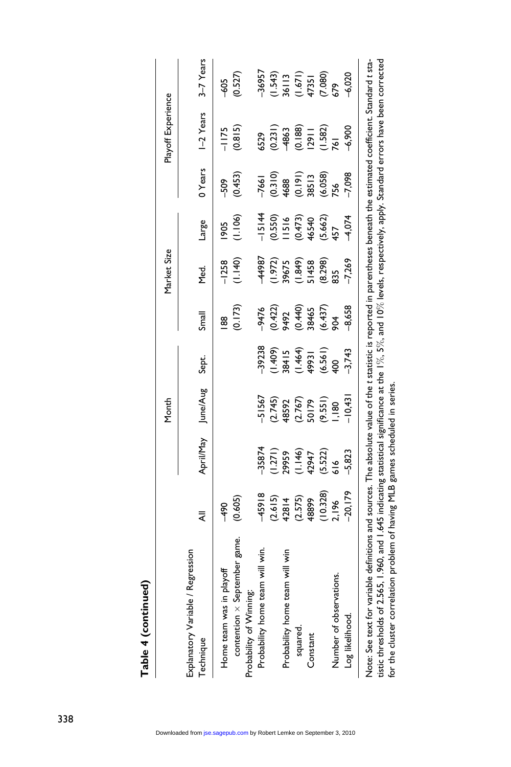**Table 4 (continued)**

| Explanatory Variable / Regression Technique | All | Month | | | Market Size | | | Playoff Experience | | |
|---|---|---|---|---|---|---|---|---|---|---|
| | | April/May | June/Aug | Sept. | Small | Med. | Large | 0 Years | 1–2 Years | 3–7 Years |
| Home team was in playoff contention × September game. | –490 | | | | 188 | –1258 | 1905 | –509 | –1175 | –605 |
| | (0.605) | | | | (0.173) | (1.140) | (1.106) | (0.453) | (0.815) | (0.527) |
| Probability of Winning: | | | | | | | | | | |
| Probability home team will win. | –45918 | –35874 | –51567 | –39238 | –9476 | –44987 | –15144 | –7661 | 6529 | –36957 |
| | (2.615) | (1.271) | (2.745) | (1.409) | (0.422) | (1.972) | (0.550) | (0.310) | (0.231) | (1.543) |
| Probability home team will win squared. | 42814 | 29959 | 48592 | 38415 | 9492 | 39675 | 11516 | 4688 | –4863 | 36113 |
| | (2.575) | (1.146) | (2.767) | (1.464) | (0.440) | (1.849) | (0.473) | (0.191) | (0.188) | (1.671) |
| Constant | 48899 | 42947 | 50179 | 49931 | 38465 | 51458 | 46540 | 38513 | 12911 | 47351 |
| | (10.328) | (5.522) | (9.551) | (6.561) | (6.437) | (8.298) | (5.662) | (6.058) | (1.582) | (7.080) |
| Number of observations. | 2,196 | 616 | 1,180 | 400 | 904 | 835 | 457 | 756 | 761 | 679 |
| Log likelihood. | –20,179 | –5,823 | –10,431 | –3,743 | –8,658 | –7,269 | –4,074 | –7,098 | –6,900 | –6,020 |

Note: See text for variable definitions and sources. The absolute value of the *t* statistic is reported in parentheses beneath the estimated coefficient. Standard *t* statistic thresholds of 2.565, 1.960, and 1.645 indicating statistical significance at the 1%, 5%, and 10% levels, respectively, apply. Standard errors have been corrected for the cluster correlation problem of having MLB games scheduled in series.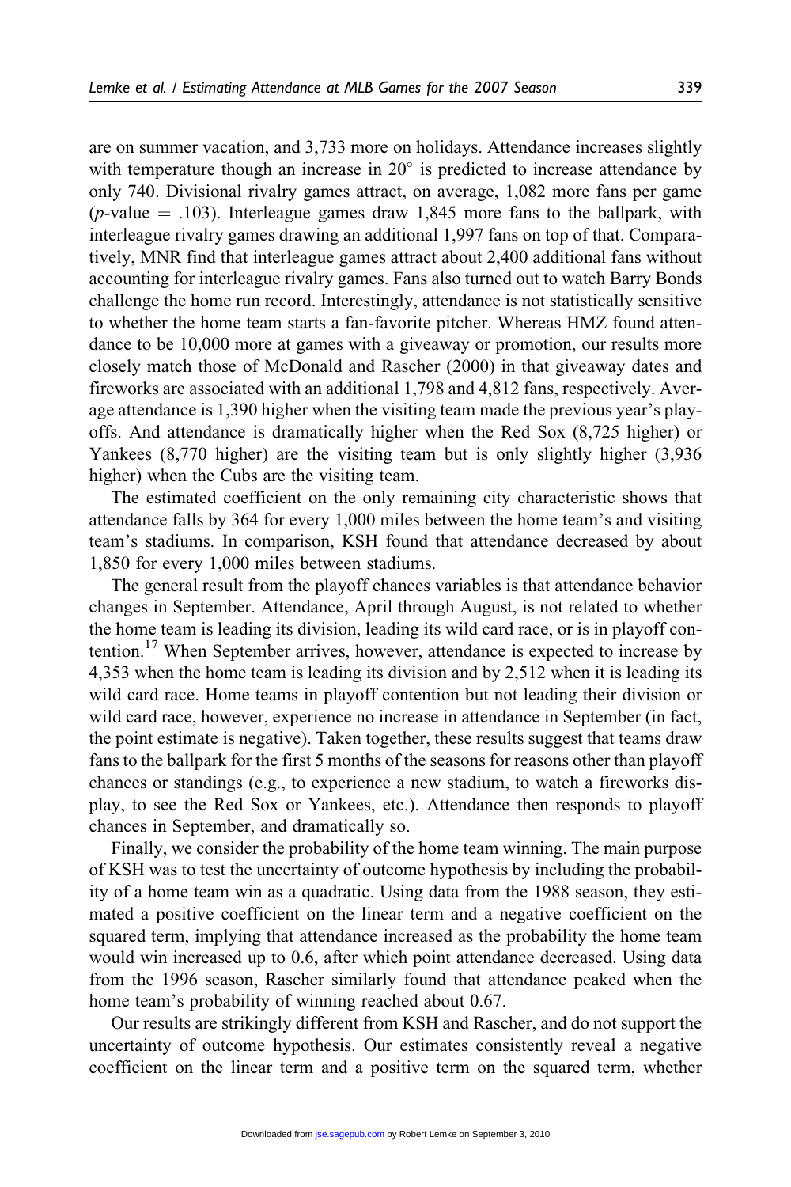are on summer vacation, and 3,733 more on holidays. Attendance increases slightly with temperature though an increase in 20° is predicted to increase attendance by only 740. Divisional rivalry games attract, on average, 1,082 more fans per game ($p$-value = .103). Interleague games draw 1,845 more fans to the ballpark, with interleague rivalry games drawing an additional 1,997 fans on top of that. Comparatively, MNR find that interleague games attract about 2,400 additional fans without accounting for interleague rivalry games. Fans also turned out to watch Barry Bonds challenge the home run record. Interestingly, attendance is not statistically sensitive to whether the home team starts a fan-favorite pitcher. Whereas HMZ found attendance to be 10,000 more at games with a giveaway or promotion, our results more closely match those of McDonald and Rascher (2000) in that giveaway dates and fireworks are associated with an additional 1,798 and 4,812 fans, respectively. Average attendance is 1,390 higher when the visiting team made the previous year's playoffs. And attendance is dramatically higher when the Red Sox (8,725 higher) or Yankees (8,770 higher) are the visiting team but is only slightly higher (3,936 higher) when the Cubs are the visiting team.

The estimated coefficient on the only remaining city characteristic shows that attendance falls by 364 for every 1,000 miles between the home team's and visiting team's stadiums. In comparison, KSH found that attendance decreased by about 1,850 for every 1,000 miles between stadiums.

The general result from the playoff chances variables is that attendance behavior changes in September. Attendance, April through August, is not related to whether the home team is leading its division, leading its wild card race, or is in playoff contention.[17] When September arrives, however, attendance is expected to increase by 4,353 when the home team is leading its division and by 2,512 when it is leading its wild card race. Home teams in playoff contention but not leading their division or wild card race, however, experience no increase in attendance in September (in fact, the point estimate is negative). Taken together, these results suggest that teams draw fans to the ballpark for the first 5 months of the seasons for reasons other than playoff chances or standings (e.g., to experience a new stadium, to watch a fireworks display, to see the Red Sox or Yankees, etc.). Attendance then responds to playoff chances in September, and dramatically so.

Finally, we consider the probability of the home team winning. The main purpose of KSH was to test the uncertainty of outcome hypothesis by including the probability of a home team win as a quadratic. Using data from the 1988 season, they estimated a positive coefficient on the linear term and a negative coefficient on the squared term, implying that attendance increased as the probability the home team would win increased up to 0.6, after which point attendance decreased. Using data from the 1996 season, Rascher similarly found that attendance peaked when the home team's probability of winning reached about 0.67.

Our results are strikingly different from KSH and Rascher, and do not support the uncertainty of outcome hypothesis. Our estimates consistently reveal a negative coefficient on the linear term and a positive term on the squared term, whether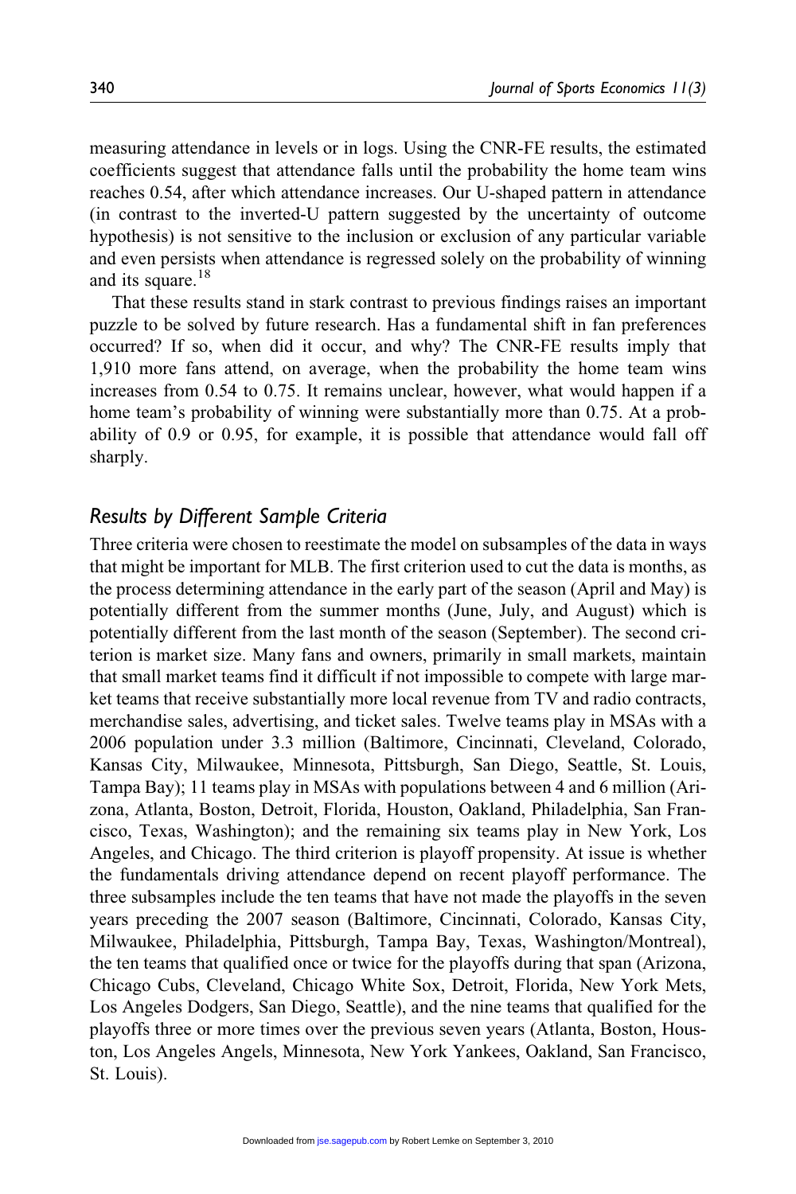measuring attendance in levels or in logs. Using the CNR-FE results, the estimated coefficients suggest that attendance falls until the probability the home team wins reaches 0.54, after which attendance increases. Our U-shaped pattern in attendance (in contrast to the inverted-U pattern suggested by the uncertainty of outcome hypothesis) is not sensitive to the inclusion or exclusion of any particular variable and even persists when attendance is regressed solely on the probability of winning and its square.[18]

That these results stand in stark contrast to previous findings raises an important puzzle to be solved by future research. Has a fundamental shift in fan preferences occurred? If so, when did it occur, and why? The CNR-FE results imply that 1,910 more fans attend, on average, when the probability the home team wins increases from 0.54 to 0.75. It remains unclear, however, what would happen if a home team's probability of winning were substantially more than 0.75. At a probability of 0.9 or 0.95, for example, it is possible that attendance would fall off sharply.

## *Results by Different Sample Criteria*

Three criteria were chosen to reestimate the model on subsamples of the data in ways that might be important for MLB. The first criterion used to cut the data is months, as the process determining attendance in the early part of the season (April and May) is potentially different from the summer months (June, July, and August) which is potentially different from the last month of the season (September). The second criterion is market size. Many fans and owners, primarily in small markets, maintain that small market teams find it difficult if not impossible to compete with large market teams that receive substantially more local revenue from TV and radio contracts, merchandise sales, advertising, and ticket sales. Twelve teams play in MSAs with a 2006 population under 3.3 million (Baltimore, Cincinnati, Cleveland, Colorado, Kansas City, Milwaukee, Minnesota, Pittsburgh, San Diego, Seattle, St. Louis, Tampa Bay); 11 teams play in MSAs with populations between 4 and 6 million (Arizona, Atlanta, Boston, Detroit, Florida, Houston, Oakland, Philadelphia, San Francisco, Texas, Washington); and the remaining six teams play in New York, Los Angeles, and Chicago. The third criterion is playoff propensity. At issue is whether the fundamentals driving attendance depend on recent playoff performance. The three subsamples include the ten teams that have not made the playoffs in the seven years preceding the 2007 season (Baltimore, Cincinnati, Colorado, Kansas City, Milwaukee, Philadelphia, Pittsburgh, Tampa Bay, Texas, Washington/Montreal), the ten teams that qualified once or twice for the playoffs during that span (Arizona, Chicago Cubs, Cleveland, Chicago White Sox, Detroit, Florida, New York Mets, Los Angeles Dodgers, San Diego, Seattle), and the nine teams that qualified for the playoffs three or more times over the previous seven years (Atlanta, Boston, Houston, Los Angeles Angels, Minnesota, New York Yankees, Oakland, San Francisco, St. Louis).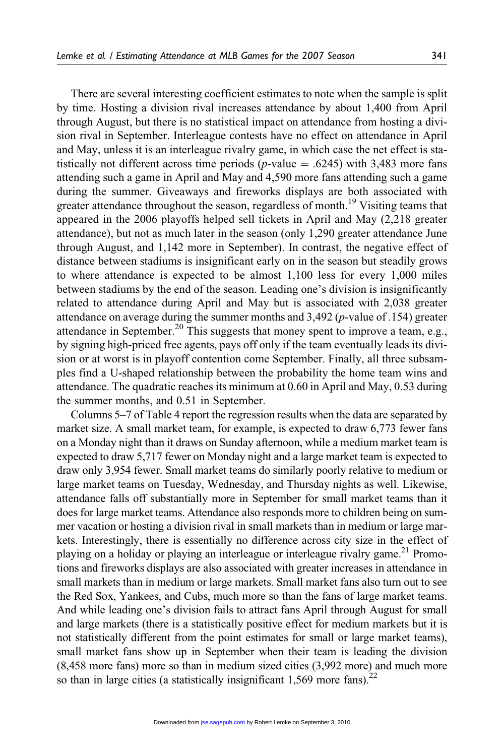There are several interesting coefficient estimates to note when the sample is split by time. Hosting a division rival increases attendance by about 1,400 from April through August, but there is no statistical impact on attendance from hosting a division rival in September. Interleague contests have no effect on attendance in April and May, unless it is an interleague rivalry game, in which case the net effect is statistically not different across time periods ($p$-value $= .6245$) with 3,483 more fans attending such a game in April and May and 4,590 more fans attending such a game during the summer. Giveaways and fireworks displays are both associated with greater attendance throughout the season, regardless of month.[19] Visiting teams that appeared in the 2006 playoffs helped sell tickets in April and May (2,218 greater attendance), but not as much later in the season (only 1,290 greater attendance June through August, and 1,142 more in September). In contrast, the negative effect of distance between stadiums is insignificant early on in the season but steadily grows to where attendance is expected to be almost 1,100 less for every 1,000 miles between stadiums by the end of the season. Leading one's division is insignificantly related to attendance during April and May but is associated with 2,038 greater attendance on average during the summer months and 3,492 ($p$-value of .154) greater attendance in September.[20] This suggests that money spent to improve a team, e.g., by signing high-priced free agents, pays off only if the team eventually leads its division or at worst is in playoff contention come September. Finally, all three subsamples find a U-shaped relationship between the probability the home team wins and attendance. The quadratic reaches its minimum at 0.60 in April and May, 0.53 during the summer months, and 0.51 in September.

Columns 5–7 of Table 4 report the regression results when the data are separated by market size. A small market team, for example, is expected to draw 6,773 fewer fans on a Monday night than it draws on Sunday afternoon, while a medium market team is expected to draw 5,717 fewer on Monday night and a large market team is expected to draw only 3,954 fewer. Small market teams do similarly poorly relative to medium or large market teams on Tuesday, Wednesday, and Thursday nights as well. Likewise, attendance falls off substantially more in September for small market teams than it does for large market teams. Attendance also responds more to children being on summer vacation or hosting a division rival in small markets than in medium or large markets. Interestingly, there is essentially no difference across city size in the effect of playing on a holiday or playing an interleague or interleague rivalry game.[21] Promotions and fireworks displays are also associated with greater increases in attendance in small markets than in medium or large markets. Small market fans also turn out to see the Red Sox, Yankees, and Cubs, much more so than the fans of large market teams. And while leading one's division fails to attract fans April through August for small and large markets (there is a statistically positive effect for medium markets but it is not statistically different from the point estimates for small or large market teams), small market fans show up in September when their team is leading the division (8,458 more fans) more so than in medium sized cities (3,992 more) and much more so than in large cities (a statistically insignificant 1,569 more fans).[22]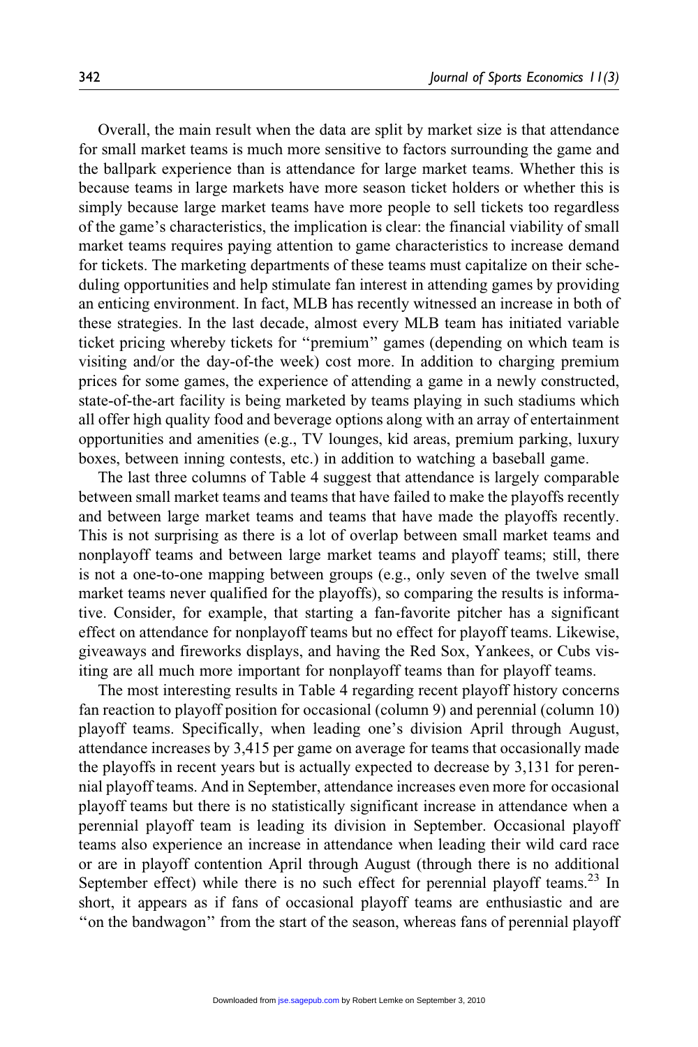Overall, the main result when the data are split by market size is that attendance for small market teams is much more sensitive to factors surrounding the game and the ballpark experience than is attendance for large market teams. Whether this is because teams in large markets have more season ticket holders or whether this is simply because large market teams have more people to sell tickets too regardless of the game's characteristics, the implication is clear: the financial viability of small market teams requires paying attention to game characteristics to increase demand for tickets. The marketing departments of these teams must capitalize on their scheduling opportunities and help stimulate fan interest in attending games by providing an enticing environment. In fact, MLB has recently witnessed an increase in both of these strategies. In the last decade, almost every MLB team has initiated variable ticket pricing whereby tickets for ''premium'' games (depending on which team is visiting and/or the day-of-the week) cost more. In addition to charging premium prices for some games, the experience of attending a game in a newly constructed, state-of-the-art facility is being marketed by teams playing in such stadiums which all offer high quality food and beverage options along with an array of entertainment opportunities and amenities (e.g., TV lounges, kid areas, premium parking, luxury boxes, between inning contests, etc.) in addition to watching a baseball game.

The last three columns of Table 4 suggest that attendance is largely comparable between small market teams and teams that have failed to make the playoffs recently and between large market teams and teams that have made the playoffs recently. This is not surprising as there is a lot of overlap between small market teams and nonplayoff teams and between large market teams and playoff teams; still, there is not a one-to-one mapping between groups (e.g., only seven of the twelve small market teams never qualified for the playoffs), so comparing the results is informative. Consider, for example, that starting a fan-favorite pitcher has a significant effect on attendance for nonplayoff teams but no effect for playoff teams. Likewise, giveaways and fireworks displays, and having the Red Sox, Yankees, or Cubs visiting are all much more important for nonplayoff teams than for playoff teams.

The most interesting results in Table 4 regarding recent playoff history concerns fan reaction to playoff position for occasional (column 9) and perennial (column 10) playoff teams. Specifically, when leading one's division April through August, attendance increases by 3,415 per game on average for teams that occasionally made the playoffs in recent years but is actually expected to decrease by 3,131 for perennial playoff teams. And in September, attendance increases even more for occasional playoff teams but there is no statistically significant increase in attendance when a perennial playoff team is leading its division in September. Occasional playoff teams also experience an increase in attendance when leading their wild card race or are in playoff contention April through August (through there is no additional September effect) while there is no such effect for perennial playoff teams.[23] In short, it appears as if fans of occasional playoff teams are enthusiastic and are ''on the bandwagon'' from the start of the season, whereas fans of perennial playoff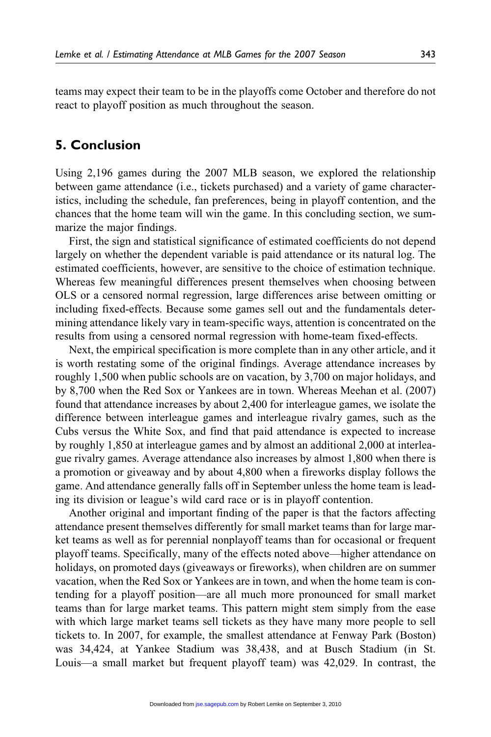teams may expect their team to be in the playoffs come October and therefore do not react to playoff position as much throughout the season.

## 5. Conclusion

Using 2,196 games during the 2007 MLB season, we explored the relationship between game attendance (i.e., tickets purchased) and a variety of game characteristics, including the schedule, fan preferences, being in playoff contention, and the chances that the home team will win the game. In this concluding section, we summarize the major findings.

First, the sign and statistical significance of estimated coefficients do not depend largely on whether the dependent variable is paid attendance or its natural log. The estimated coefficients, however, are sensitive to the choice of estimation technique. Whereas few meaningful differences present themselves when choosing between OLS or a censored normal regression, large differences arise between omitting or including fixed-effects. Because some games sell out and the fundamentals determining attendance likely vary in team-specific ways, attention is concentrated on the results from using a censored normal regression with home-team fixed-effects.

Next, the empirical specification is more complete than in any other article, and it is worth restating some of the original findings. Average attendance increases by roughly 1,500 when public schools are on vacation, by 3,700 on major holidays, and by 8,700 when the Red Sox or Yankees are in town. Whereas Meehan et al. (2007) found that attendance increases by about 2,400 for interleague games, we isolate the difference between interleague games and interleague rivalry games, such as the Cubs versus the White Sox, and find that paid attendance is expected to increase by roughly 1,850 at interleague games and by almost an additional 2,000 at interleague rivalry games. Average attendance also increases by almost 1,800 when there is a promotion or giveaway and by about 4,800 when a fireworks display follows the game. And attendance generally falls off in September unless the home team is leading its division or league's wild card race or is in playoff contention.

Another original and important finding of the paper is that the factors affecting attendance present themselves differently for small market teams than for large market teams as well as for perennial nonplayoff teams than for occasional or frequent playoff teams. Specifically, many of the effects noted above—higher attendance on holidays, on promoted days (giveaways or fireworks), when children are on summer vacation, when the Red Sox or Yankees are in town, and when the home team is contending for a playoff position—are all much more pronounced for small market teams than for large market teams. This pattern might stem simply from the ease with which large market teams sell tickets as they have many more people to sell tickets to. In 2007, for example, the smallest attendance at Fenway Park (Boston) was 34,424, at Yankee Stadium was 38,438, and at Busch Stadium (in St. Louis—a small market but frequent playoff team) was 42,029. In contrast, the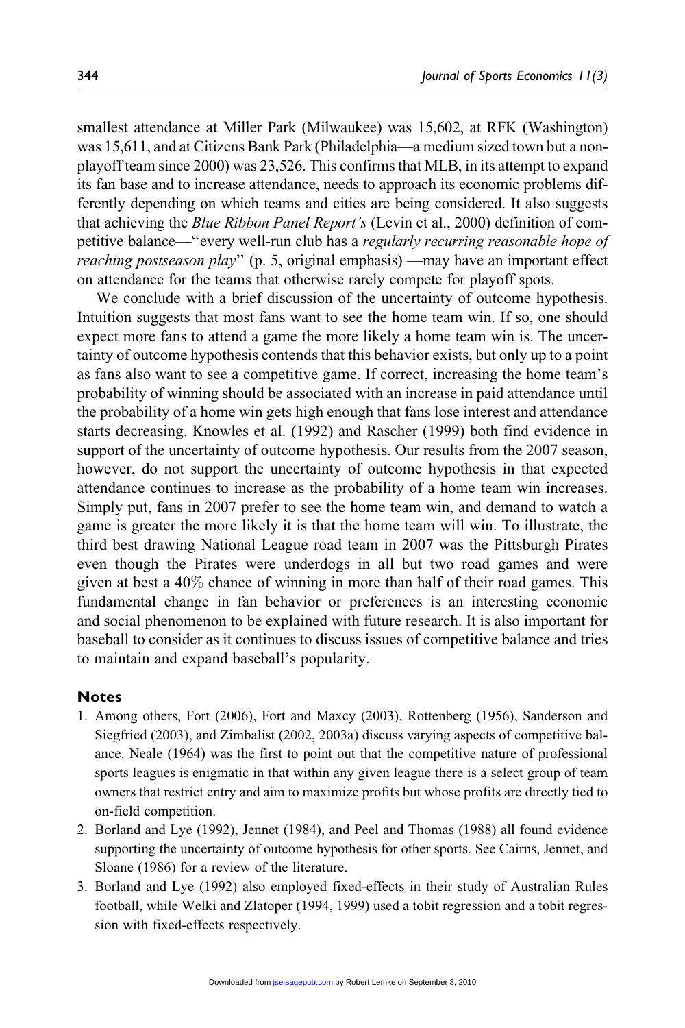smallest attendance at Miller Park (Milwaukee) was 15,602, at RFK (Washington) was 15,611, and at Citizens Bank Park (Philadelphia—a medium sized town but a non-playoff team since 2000) was 23,526. This confirms that MLB, in its attempt to expand its fan base and to increase attendance, needs to approach its economic problems differently depending on which teams and cities are being considered. It also suggests that achieving the *Blue Ribbon Panel Report's* (Levin et al., 2000) definition of competitive balance—"every well-run club has a *regularly recurring reasonable hope of reaching postseason play*" (p. 5, original emphasis) —may have an important effect on attendance for the teams that otherwise rarely compete for playoff spots.

We conclude with a brief discussion of the uncertainty of outcome hypothesis. Intuition suggests that most fans want to see the home team win. If so, one should expect more fans to attend a game the more likely a home team win is. The uncertainty of outcome hypothesis contends that this behavior exists, but only up to a point as fans also want to see a competitive game. If correct, increasing the home team's probability of winning should be associated with an increase in paid attendance until the probability of a home win gets high enough that fans lose interest and attendance starts decreasing. Knowles et al. (1992) and Rascher (1999) both find evidence in support of the uncertainty of outcome hypothesis. Our results from the 2007 season, however, do not support the uncertainty of outcome hypothesis in that expected attendance continues to increase as the probability of a home team win increases. Simply put, fans in 2007 prefer to see the home team win, and demand to watch a game is greater the more likely it is that the home team will win. To illustrate, the third best drawing National League road team in 2007 was the Pittsburgh Pirates even though the Pirates were underdogs in all but two road games and were given at best a 40% chance of winning in more than half of their road games. This fundamental change in fan behavior or preferences is an interesting economic and social phenomenon to be explained with future research. It is also important for baseball to consider as it continues to discuss issues of competitive balance and tries to maintain and expand baseball's popularity.

## Notes

1. Among others, Fort (2006), Fort and Maxcy (2003), Rottenberg (1956), Sanderson and Siegfried (2003), and Zimbalist (2002, 2003a) discuss varying aspects of competitive balance. Neale (1964) was the first to point out that the competitive nature of professional sports leagues is enigmatic in that within any given league there is a select group of team owners that restrict entry and aim to maximize profits but whose profits are directly tied to on-field competition.
2. Borland and Lye (1992), Jennet (1984), and Peel and Thomas (1988) all found evidence supporting the uncertainty of outcome hypothesis for other sports. See Cairns, Jennet, and Sloane (1986) for a review of the literature.
3. Borland and Lye (1992) also employed fixed-effects in their study of Australian Rules football, while Welki and Zlatoper (1994, 1999) used a tobit regression and a tobit regression with fixed-effects respectively.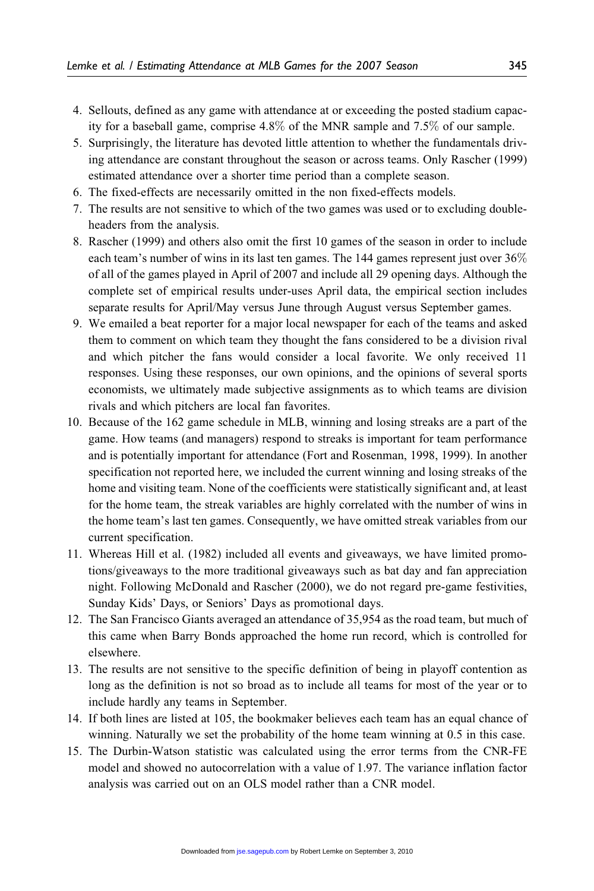4. Sellouts, defined as any game with attendance at or exceeding the posted stadium capacity for a baseball game, comprise 4.8% of the MNR sample and 7.5% of our sample.
5. Surprisingly, the literature has devoted little attention to whether the fundamentals driving attendance are constant throughout the season or across teams. Only Rascher (1999) estimated attendance over a shorter time period than a complete season.
6. The fixed-effects are necessarily omitted in the non fixed-effects models.
7. The results are not sensitive to which of the two games was used or to excluding doubleheaders from the analysis.
8. Rascher (1999) and others also omit the first 10 games of the season in order to include each team's number of wins in its last ten games. The 144 games represent just over 36% of all of the games played in April of 2007 and include all 29 opening days. Although the complete set of empirical results under-uses April data, the empirical section includes separate results for April/May versus June through August versus September games.
9. We emailed a beat reporter for a major local newspaper for each of the teams and asked them to comment on which team they thought the fans considered to be a division rival and which pitcher the fans would consider a local favorite. We only received 11 responses. Using these responses, our own opinions, and the opinions of several sports economists, we ultimately made subjective assignments as to which teams are division rivals and which pitchers are local fan favorites.
10. Because of the 162 game schedule in MLB, winning and losing streaks are a part of the game. How teams (and managers) respond to streaks is important for team performance and is potentially important for attendance (Fort and Rosenman, 1998, 1999). In another specification not reported here, we included the current winning and losing streaks of the home and visiting team. None of the coefficients were statistically significant and, at least for the home team, the streak variables are highly correlated with the number of wins in the home team's last ten games. Consequently, we have omitted streak variables from our current specification.
11. Whereas Hill et al. (1982) included all events and giveaways, we have limited promotions/giveaways to the more traditional giveaways such as bat day and fan appreciation night. Following McDonald and Rascher (2000), we do not regard pre-game festivities, Sunday Kids' Days, or Seniors' Days as promotional days.
12. The San Francisco Giants averaged an attendance of 35,954 as the road team, but much of this came when Barry Bonds approached the home run record, which is controlled for elsewhere.
13. The results are not sensitive to the specific definition of being in playoff contention as long as the definition is not so broad as to include all teams for most of the year or to include hardly any teams in September.
14. If both lines are listed at 105, the bookmaker believes each team has an equal chance of winning. Naturally we set the probability of the home team winning at 0.5 in this case.
15. The Durbin-Watson statistic was calculated using the error terms from the CNR-FE model and showed no autocorrelation with a value of 1.97. The variance inflation factor analysis was carried out on an OLS model rather than a CNR model.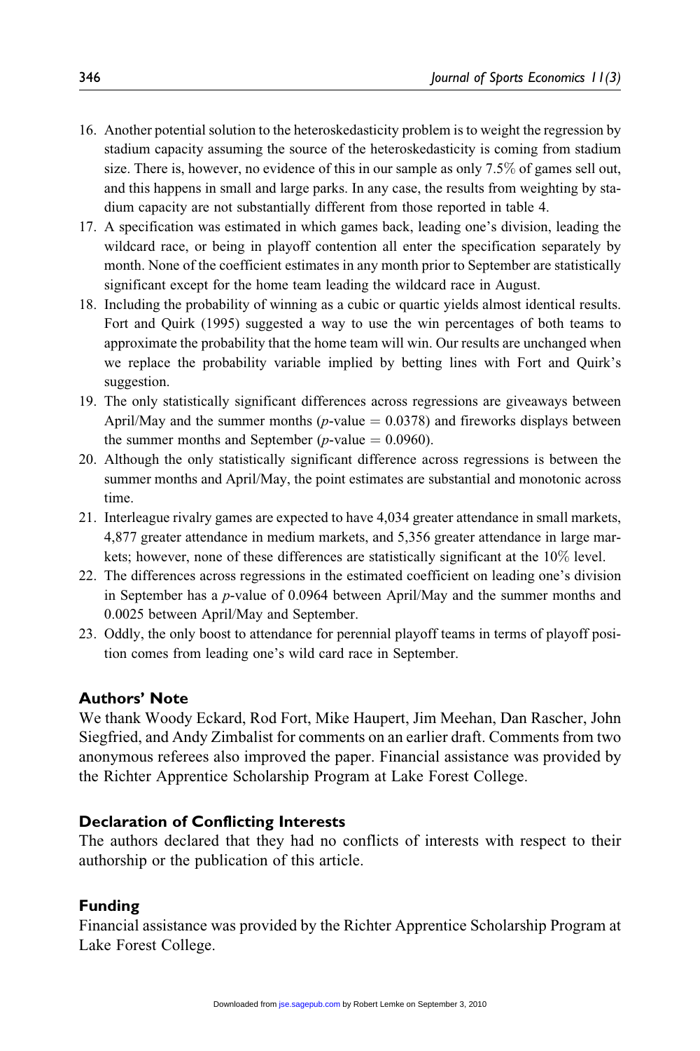16. Another potential solution to the heteroskedasticity problem is to weight the regression by stadium capacity assuming the source of the heteroskedasticity is coming from stadium size. There is, however, no evidence of this in our sample as only 7.5% of games sell out, and this happens in small and large parks. In any case, the results from weighting by stadium capacity are not substantially different from those reported in table 4.
17. A specification was estimated in which games back, leading one's division, leading the wildcard race, or being in playoff contention all enter the specification separately by month. None of the coefficient estimates in any month prior to September are statistically significant except for the home team leading the wildcard race in August.
18. Including the probability of winning as a cubic or quartic yields almost identical results. Fort and Quirk (1995) suggested a way to use the win percentages of both teams to approximate the probability that the home team will win. Our results are unchanged when we replace the probability variable implied by betting lines with Fort and Quirk's suggestion.
19. The only statistically significant differences across regressions are giveaways between April/May and the summer months ($p$-value $= 0.0378$) and fireworks displays between the summer months and September ($p$-value $= 0.0960$).
20. Although the only statistically significant difference across regressions is between the summer months and April/May, the point estimates are substantial and monotonic across time.
21. Interleague rivalry games are expected to have 4,034 greater attendance in small markets, 4,877 greater attendance in medium markets, and 5,356 greater attendance in large markets; however, none of these differences are statistically significant at the 10% level.
22. The differences across regressions in the estimated coefficient on leading one's division in September has a $p$-value of 0.0964 between April/May and the summer months and 0.0025 between April/May and September.
23. Oddly, the only boost to attendance for perennial playoff teams in terms of playoff position comes from leading one's wild card race in September.

## Authors' Note

We thank Woody Eckard, Rod Fort, Mike Haupert, Jim Meehan, Dan Rascher, John Siegfried, and Andy Zimbalist for comments on an earlier draft. Comments from two anonymous referees also improved the paper. Financial assistance was provided by the Richter Apprentice Scholarship Program at Lake Forest College.

## Declaration of Conflicting Interests

The authors declared that they had no conflicts of interests with respect to their authorship or the publication of this article.

## Funding

Financial assistance was provided by the Richter Apprentice Scholarship Program at Lake Forest College.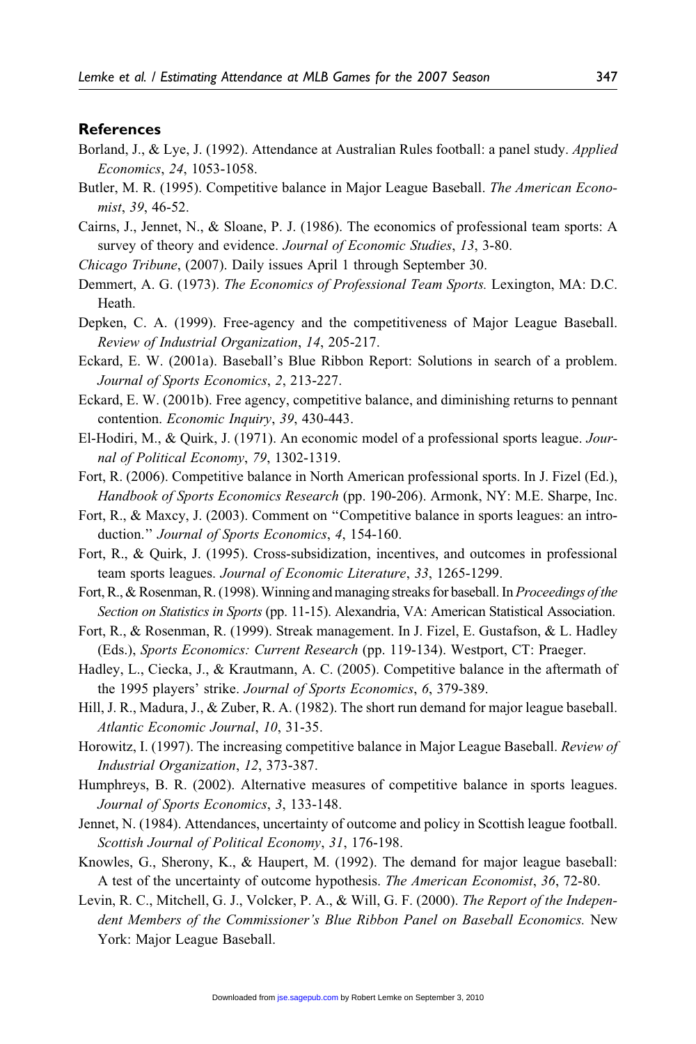## References

Borland, J., & Lye, J. (1992). Attendance at Australian Rules football: a panel study. *Applied Economics*, *24*, 1053-1058.

Butler, M. R. (1995). Competitive balance in Major League Baseball. *The American Economist*, *39*, 46-52.

Cairns, J., Jennet, N., & Sloane, P. J. (1986). The economics of professional team sports: A survey of theory and evidence. *Journal of Economic Studies*, *13*, 3-80.

*Chicago Tribune*, (2007). Daily issues April 1 through September 30.

Demmert, A. G. (1973). *The Economics of Professional Team Sports.* Lexington, MA: D.C. Heath.

Depken, C. A. (1999). Free-agency and the competitiveness of Major League Baseball. *Review of Industrial Organization*, *14*, 205-217.

Eckard, E. W. (2001a). Baseball's Blue Ribbon Report: Solutions in search of a problem. *Journal of Sports Economics*, *2*, 213-227.

Eckard, E. W. (2001b). Free agency, competitive balance, and diminishing returns to pennant contention. *Economic Inquiry*, *39*, 430-443.

El-Hodiri, M., & Quirk, J. (1971). An economic model of a professional sports league. *Journal of Political Economy*, *79*, 1302-1319.

Fort, R. (2006). Competitive balance in North American professional sports. In J. Fizel (Ed.), *Handbook of Sports Economics Research* (pp. 190-206). Armonk, NY: M.E. Sharpe, Inc.

Fort, R., & Maxcy, J. (2003). Comment on "Competitive balance in sports leagues: an introduction." *Journal of Sports Economics*, *4*, 154-160.

Fort, R., & Quirk, J. (1995). Cross-subsidization, incentives, and outcomes in professional team sports leagues. *Journal of Economic Literature*, *33*, 1265-1299.

Fort, R., & Rosenman, R. (1998). Winning and managing streaks for baseball. In *Proceedings of the Section on Statistics in Sports* (pp. 11-15). Alexandria, VA: American Statistical Association.

Fort, R., & Rosenman, R. (1999). Streak management. In J. Fizel, E. Gustafson, & L. Hadley (Eds.), *Sports Economics: Current Research* (pp. 119-134). Westport, CT: Praeger.

Hadley, L., Ciecka, J., & Krautmann, A. C. (2005). Competitive balance in the aftermath of the 1995 players' strike. *Journal of Sports Economics*, *6*, 379-389.

Hill, J. R., Madura, J., & Zuber, R. A. (1982). The short run demand for major league baseball. *Atlantic Economic Journal*, *10*, 31-35.

Horowitz, I. (1997). The increasing competitive balance in Major League Baseball. *Review of Industrial Organization*, *12*, 373-387.

Humphreys, B. R. (2002). Alternative measures of competitive balance in sports leagues. *Journal of Sports Economics*, *3*, 133-148.

Jennet, N. (1984). Attendances, uncertainty of outcome and policy in Scottish league football. *Scottish Journal of Political Economy*, *31*, 176-198.

Knowles, G., Sherony, K., & Haupert, M. (1992). The demand for major league baseball: A test of the uncertainty of outcome hypothesis. *The American Economist*, *36*, 72-80.

Levin, R. C., Mitchell, G. J., Volcker, P. A., & Will, G. F. (2000). *The Report of the Independent Members of the Commissioner's Blue Ribbon Panel on Baseball Economics.* New York: Major League Baseball.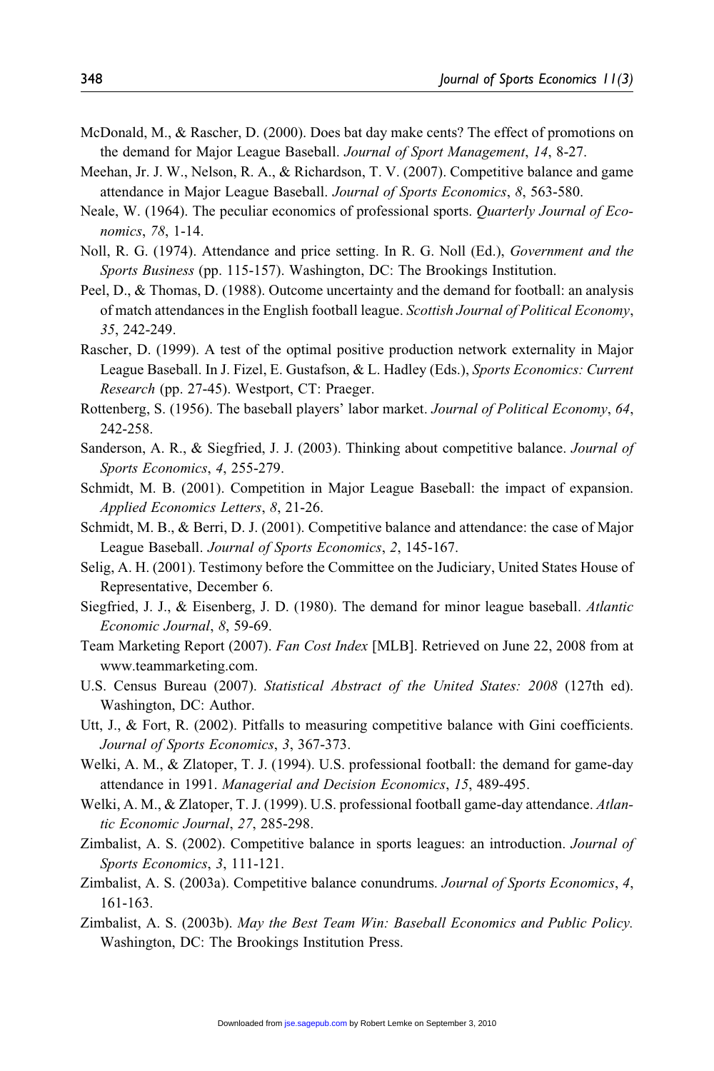McDonald, M., & Rascher, D. (2000). Does bat day make cents? The effect of promotions on the demand for Major League Baseball. *Journal of Sport Management*, *14*, 8-27.

Meehan, Jr. J. W., Nelson, R. A., & Richardson, T. V. (2007). Competitive balance and game attendance in Major League Baseball. *Journal of Sports Economics*, *8*, 563-580.

Neale, W. (1964). The peculiar economics of professional sports. *Quarterly Journal of Economics*, *78*, 1-14.

Noll, R. G. (1974). Attendance and price setting. In R. G. Noll (Ed.), *Government and the Sports Business* (pp. 115-157). Washington, DC: The Brookings Institution.

Peel, D., & Thomas, D. (1988). Outcome uncertainty and the demand for football: an analysis of match attendances in the English football league. *Scottish Journal of Political Economy*, *35*, 242-249.

Rascher, D. (1999). A test of the optimal positive production network externality in Major League Baseball. In J. Fizel, E. Gustafson, & L. Hadley (Eds.), *Sports Economics: Current Research* (pp. 27-45). Westport, CT: Praeger.

Rottenberg, S. (1956). The baseball players' labor market. *Journal of Political Economy*, *64*, 242-258.

Sanderson, A. R., & Siegfried, J. J. (2003). Thinking about competitive balance. *Journal of Sports Economics*, *4*, 255-279.

Schmidt, M. B. (2001). Competition in Major League Baseball: the impact of expansion. *Applied Economics Letters*, *8*, 21-26.

Schmidt, M. B., & Berri, D. J. (2001). Competitive balance and attendance: the case of Major League Baseball. *Journal of Sports Economics*, *2*, 145-167.

Selig, A. H. (2001). Testimony before the Committee on the Judiciary, United States House of Representative, December 6.

Siegfried, J. J., & Eisenberg, J. D. (1980). The demand for minor league baseball. *Atlantic Economic Journal*, *8*, 59-69.

Team Marketing Report (2007). *Fan Cost Index* [MLB]. Retrieved on June 22, 2008 from at www.teammarketing.com.

U.S. Census Bureau (2007). *Statistical Abstract of the United States: 2008* (127th ed). Washington, DC: Author.

Utt, J., & Fort, R. (2002). Pitfalls to measuring competitive balance with Gini coefficients. *Journal of Sports Economics*, *3*, 367-373.

Welki, A. M., & Zlatoper, T. J. (1994). U.S. professional football: the demand for game-day attendance in 1991. *Managerial and Decision Economics*, *15*, 489-495.

Welki, A. M., & Zlatoper, T. J. (1999). U.S. professional football game-day attendance. *Atlantic Economic Journal*, *27*, 285-298.

Zimbalist, A. S. (2002). Competitive balance in sports leagues: an introduction. *Journal of Sports Economics*, *3*, 111-121.

Zimbalist, A. S. (2003a). Competitive balance conundrums. *Journal of Sports Economics*, *4*, 161-163.

Zimbalist, A. S. (2003b). *May the Best Team Win: Baseball Economics and Public Policy.* Washington, DC: The Brookings Institution Press.